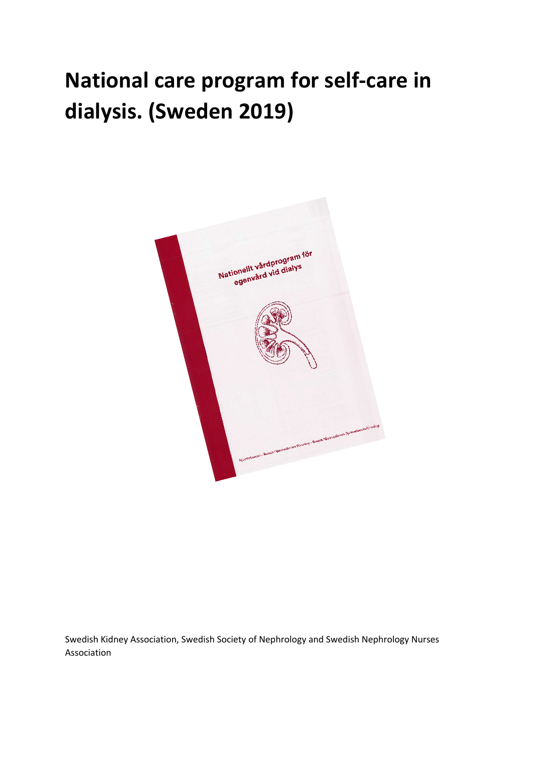# National care program for self-care in dialysis. (Sweden 2019)

Swedish Kidney Association, Swedish Society of Nephrology and Swedish Nephrology Nurses Association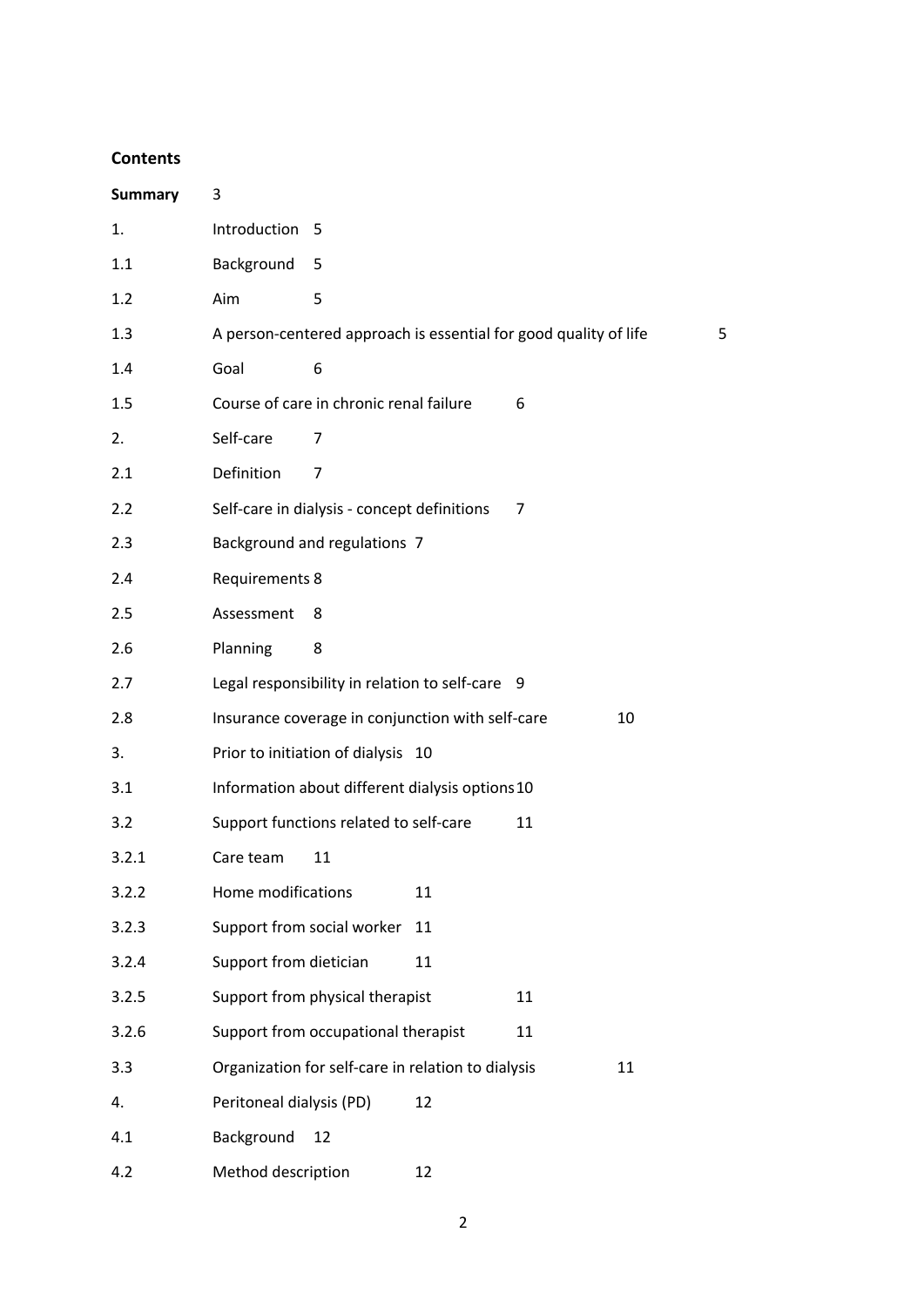**Contents**

| | | |
|---|---|---|
| **Summary** | | 3 |
| 1. | Introduction | 5 |
| 1.1 | Background | 5 |
| 1.2 | Aim | 5 |
| 1.3 | A person-centered approach is essential for good quality of life | 5 |
| 1.4 | Goal | 6 |
| 1.5 | Course of care in chronic renal failure | 6 |
| 2. | Self-care | 7 |
| 2.1 | Definition | 7 |
| 2.2 | Self-care in dialysis - concept definitions | 7 |
| 2.3 | Background and regulations | 7 |
| 2.4 | Requirements | 8 |
| 2.5 | Assessment | 8 |
| 2.6 | Planning | 8 |
| 2.7 | Legal responsibility in relation to self-care | 9 |
| 2.8 | Insurance coverage in conjunction with self-care | 10 |
| 3. | Prior to initiation of dialysis | 10 |
| 3.1 | Information about different dialysis options | 10 |
| 3.2 | Support functions related to self-care | 11 |
| 3.2.1 | Care team | 11 |
| 3.2.2 | Home modifications | 11 |
| 3.2.3 | Support from social worker | 11 |
| 3.2.4 | Support from dietician | 11 |
| 3.2.5 | Support from physical therapist | 11 |
| 3.2.6 | Support from occupational therapist | 11 |
| 3.3 | Organization for self-care in relation to dialysis | 11 |
| 4. | Peritoneal dialysis (PD) | 12 |
| 4.1 | Background | 12 |
| 4.2 | Method description | 12 |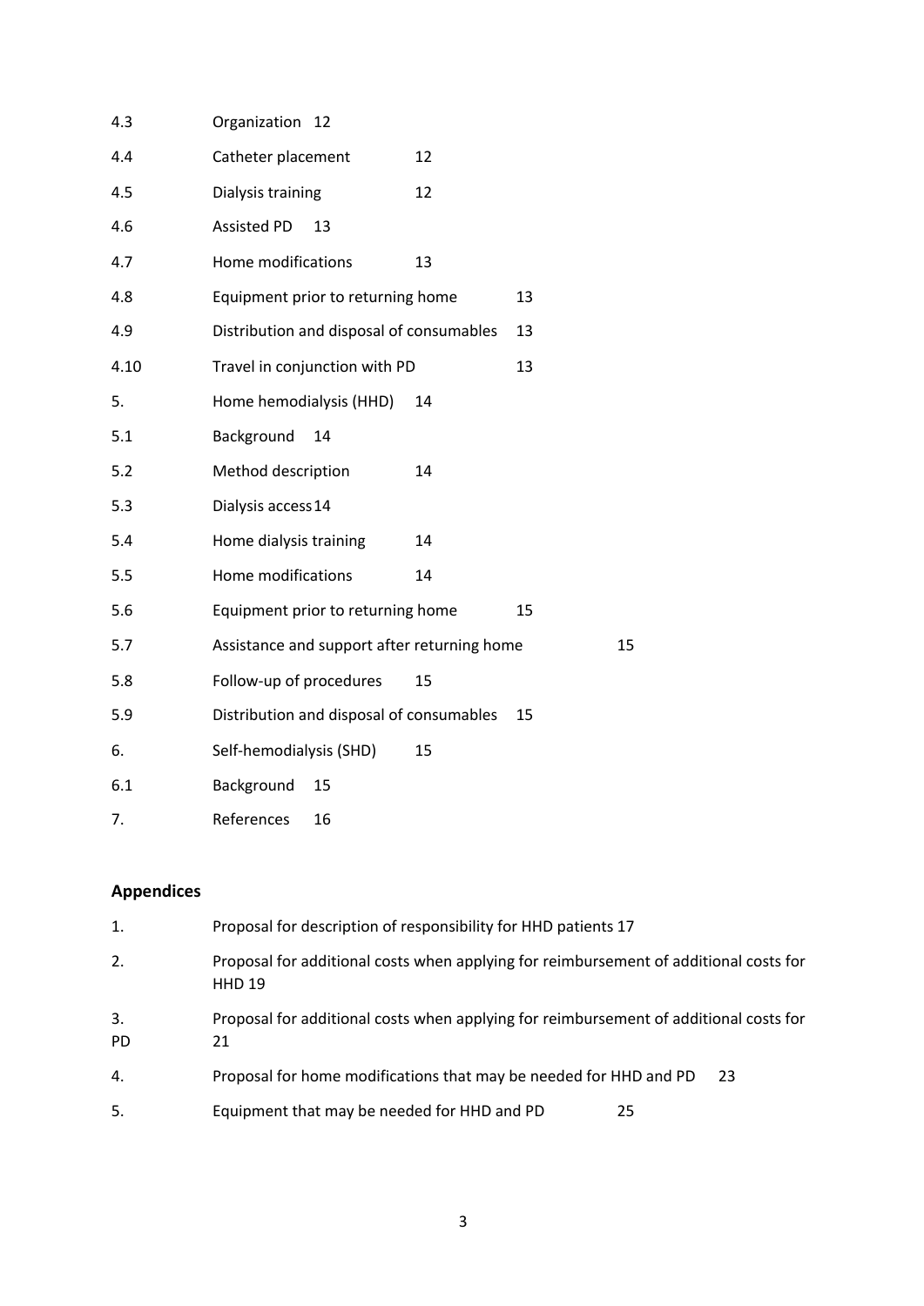| | | |
|---|---|---|
| 4.3 | Organization | 12 |
| 4.4 | Catheter placement | 12 |
| 4.5 | Dialysis training | 12 |
| 4.6 | Assisted PD | 13 |
| 4.7 | Home modifications | 13 |
| 4.8 | Equipment prior to returning home | 13 |
| 4.9 | Distribution and disposal of consumables | 13 |
| 4.10 | Travel in conjunction with PD | 13 |
| 5. | Home hemodialysis (HHD) | 14 |
| 5.1 | Background | 14 |
| 5.2 | Method description | 14 |
| 5.3 | Dialysis access | 14 |
| 5.4 | Home dialysis training | 14 |
| 5.5 | Home modifications | 14 |
| 5.6 | Equipment prior to returning home | 15 |
| 5.7 | Assistance and support after returning home | 15 |
| 5.8 | Follow-up of procedures | 15 |
| 5.9 | Distribution and disposal of consumables | 15 |
| 6. | Self-hemodialysis (SHD) | 15 |
| 6.1 | Background | 15 |
| 7. | References | 16 |

## Appendices

| | | |
|---|---|---|
| 1. | Proposal for description of responsibility for HHD patients | 17 |
| 2. | Proposal for additional costs when applying for reimbursement of additional costs for HHD | 19 |
| 3. | Proposal for additional costs when applying for reimbursement of additional costs for PD | 21 |
| 4. | Proposal for home modifications that may be needed for HHD and PD | 23 |
| 5. | Equipment that may be needed for HHD and PD | 25 |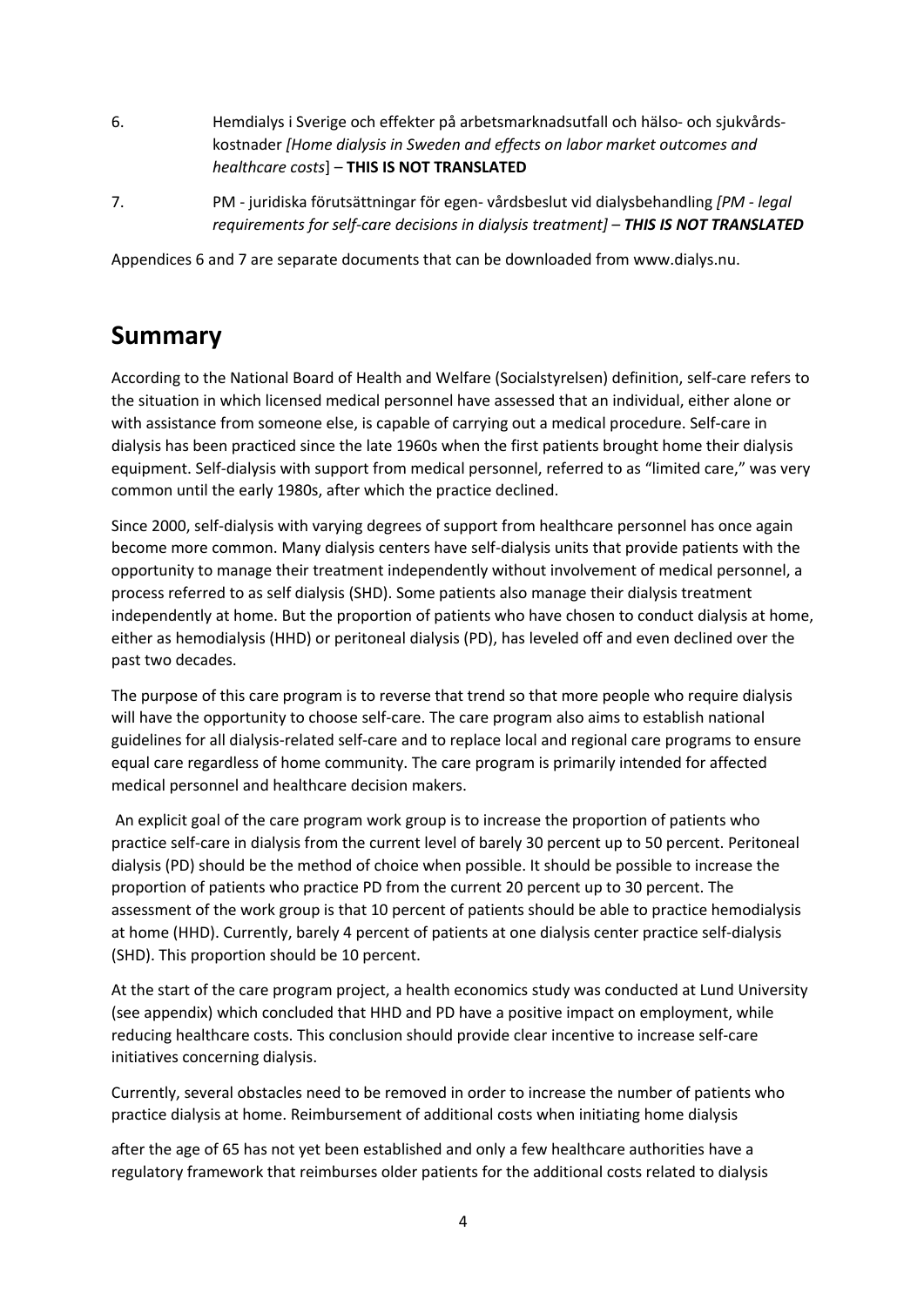6. Hemdialys i Sverige och effekter på arbetsmarknadsutfall och hälso- och sjukvårdskostnader *[Home dialysis in Sweden and effects on labor market outcomes and healthcare costs*] – **THIS IS NOT TRANSLATED**

7. PM - juridiska förutsättningar för egen- vårdsbeslut vid dialysbehandling *[PM - legal requirements for self-care decisions in dialysis treatment]* – ***THIS IS NOT TRANSLATED***

Appendices 6 and 7 are separate documents that can be downloaded from www.dialys.nu.

## Summary

According to the National Board of Health and Welfare (Socialstyrelsen) definition, self-care refers to the situation in which licensed medical personnel have assessed that an individual, either alone or with assistance from someone else, is capable of carrying out a medical procedure. Self-care in dialysis has been practiced since the late 1960s when the first patients brought home their dialysis equipment. Self-dialysis with support from medical personnel, referred to as "limited care," was very common until the early 1980s, after which the practice declined.

Since 2000, self-dialysis with varying degrees of support from healthcare personnel has once again become more common. Many dialysis centers have self-dialysis units that provide patients with the opportunity to manage their treatment independently without involvement of medical personnel, a process referred to as self dialysis (SHD). Some patients also manage their dialysis treatment independently at home. But the proportion of patients who have chosen to conduct dialysis at home, either as hemodialysis (HHD) or peritoneal dialysis (PD), has leveled off and even declined over the past two decades.

The purpose of this care program is to reverse that trend so that more people who require dialysis will have the opportunity to choose self-care. The care program also aims to establish national guidelines for all dialysis-related self-care and to replace local and regional care programs to ensure equal care regardless of home community. The care program is primarily intended for affected medical personnel and healthcare decision makers.

An explicit goal of the care program work group is to increase the proportion of patients who practice self-care in dialysis from the current level of barely 30 percent up to 50 percent. Peritoneal dialysis (PD) should be the method of choice when possible. It should be possible to increase the proportion of patients who practice PD from the current 20 percent up to 30 percent. The assessment of the work group is that 10 percent of patients should be able to practice hemodialysis at home (HHD). Currently, barely 4 percent of patients at one dialysis center practice self-dialysis (SHD). This proportion should be 10 percent.

At the start of the care program project, a health economics study was conducted at Lund University (see appendix) which concluded that HHD and PD have a positive impact on employment, while reducing healthcare costs. This conclusion should provide clear incentive to increase self-care initiatives concerning dialysis.

Currently, several obstacles need to be removed in order to increase the number of patients who practice dialysis at home. Reimbursement of additional costs when initiating home dialysis

after the age of 65 has not yet been established and only a few healthcare authorities have a regulatory framework that reimburses older patients for the additional costs related to dialysis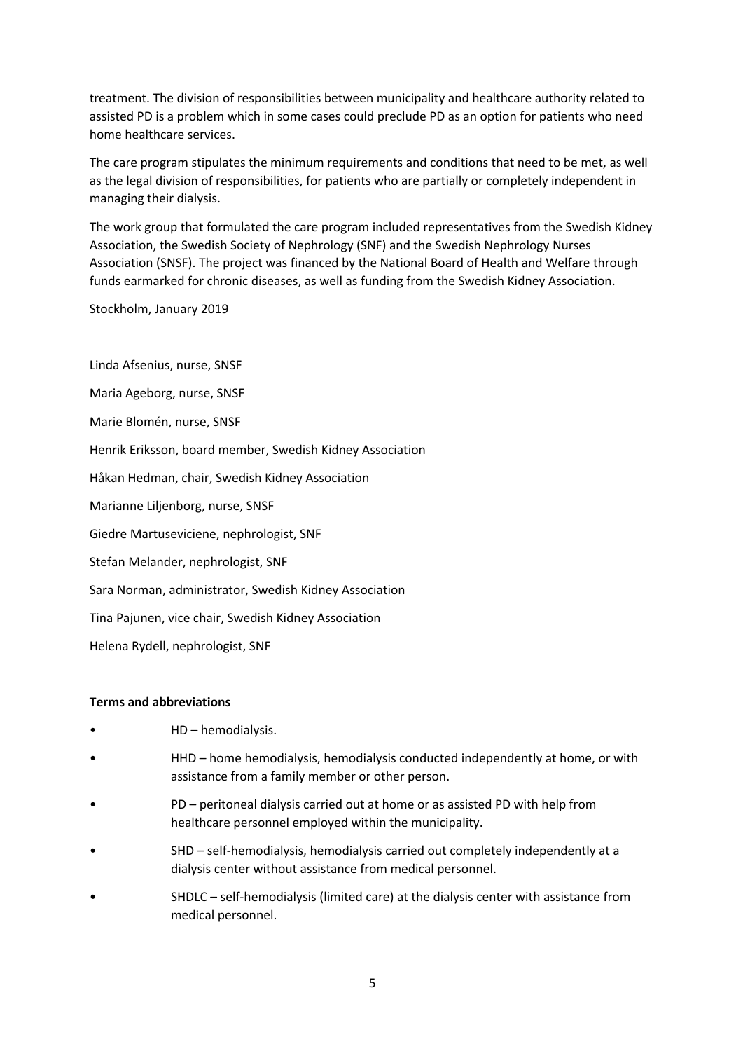treatment. The division of responsibilities between municipality and healthcare authority related to assisted PD is a problem which in some cases could preclude PD as an option for patients who need home healthcare services.

The care program stipulates the minimum requirements and conditions that need to be met, as well as the legal division of responsibilities, for patients who are partially or completely independent in managing their dialysis.

The work group that formulated the care program included representatives from the Swedish Kidney Association, the Swedish Society of Nephrology (SNF) and the Swedish Nephrology Nurses Association (SNSF). The project was financed by the National Board of Health and Welfare through funds earmarked for chronic diseases, as well as funding from the Swedish Kidney Association.

Stockholm, January 2019

Linda Afsenius, nurse, SNSF

Maria Ageborg, nurse, SNSF

Marie Blomén, nurse, SNSF

Henrik Eriksson, board member, Swedish Kidney Association

Håkan Hedman, chair, Swedish Kidney Association

Marianne Liljenborg, nurse, SNSF

Giedre Martuseviciene, nephrologist, SNF

Stefan Melander, nephrologist, SNF

Sara Norman, administrator, Swedish Kidney Association

Tina Pajunen, vice chair, Swedish Kidney Association

Helena Rydell, nephrologist, SNF

**Terms and abbreviations**

- HD – hemodialysis.
- HHD – home hemodialysis, hemodialysis conducted independently at home, or with assistance from a family member or other person.
- PD – peritoneal dialysis carried out at home or as assisted PD with help from healthcare personnel employed within the municipality.
- SHD – self-hemodialysis, hemodialysis carried out completely independently at a dialysis center without assistance from medical personnel.
- SHDLC – self-hemodialysis (limited care) at the dialysis center with assistance from medical personnel.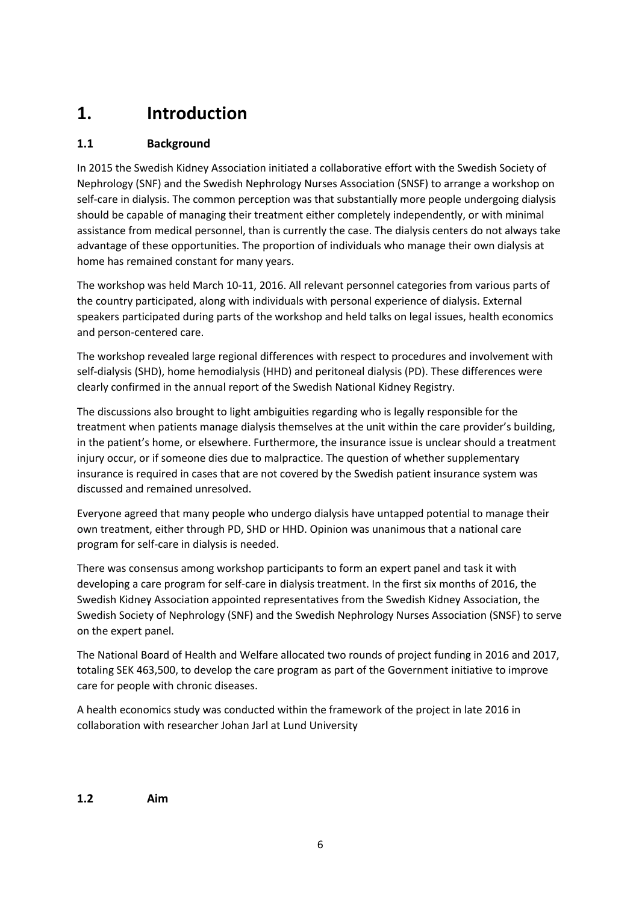# 1. Introduction

## 1.1 Background

In 2015 the Swedish Kidney Association initiated a collaborative effort with the Swedish Society of Nephrology (SNF) and the Swedish Nephrology Nurses Association (SNSF) to arrange a workshop on self-care in dialysis. The common perception was that substantially more people undergoing dialysis should be capable of managing their treatment either completely independently, or with minimal assistance from medical personnel, than is currently the case. The dialysis centers do not always take advantage of these opportunities. The proportion of individuals who manage their own dialysis at home has remained constant for many years.

The workshop was held March 10-11, 2016. All relevant personnel categories from various parts of the country participated, along with individuals with personal experience of dialysis. External speakers participated during parts of the workshop and held talks on legal issues, health economics and person-centered care.

The workshop revealed large regional differences with respect to procedures and involvement with self-dialysis (SHD), home hemodialysis (HHD) and peritoneal dialysis (PD). These differences were clearly confirmed in the annual report of the Swedish National Kidney Registry.

The discussions also brought to light ambiguities regarding who is legally responsible for the treatment when patients manage dialysis themselves at the unit within the care provider's building, in the patient's home, or elsewhere. Furthermore, the insurance issue is unclear should a treatment injury occur, or if someone dies due to malpractice. The question of whether supplementary insurance is required in cases that are not covered by the Swedish patient insurance system was discussed and remained unresolved.

Everyone agreed that many people who undergo dialysis have untapped potential to manage their own treatment, either through PD, SHD or HHD. Opinion was unanimous that a national care program for self-care in dialysis is needed.

There was consensus among workshop participants to form an expert panel and task it with developing a care program for self-care in dialysis treatment. In the first six months of 2016, the Swedish Kidney Association appointed representatives from the Swedish Kidney Association, the Swedish Society of Nephrology (SNF) and the Swedish Nephrology Nurses Association (SNSF) to serve on the expert panel.

The National Board of Health and Welfare allocated two rounds of project funding in 2016 and 2017, totaling SEK 463,500, to develop the care program as part of the Government initiative to improve care for people with chronic diseases.

A health economics study was conducted within the framework of the project in late 2016 in collaboration with researcher Johan Jarl at Lund University

## 1.2 Aim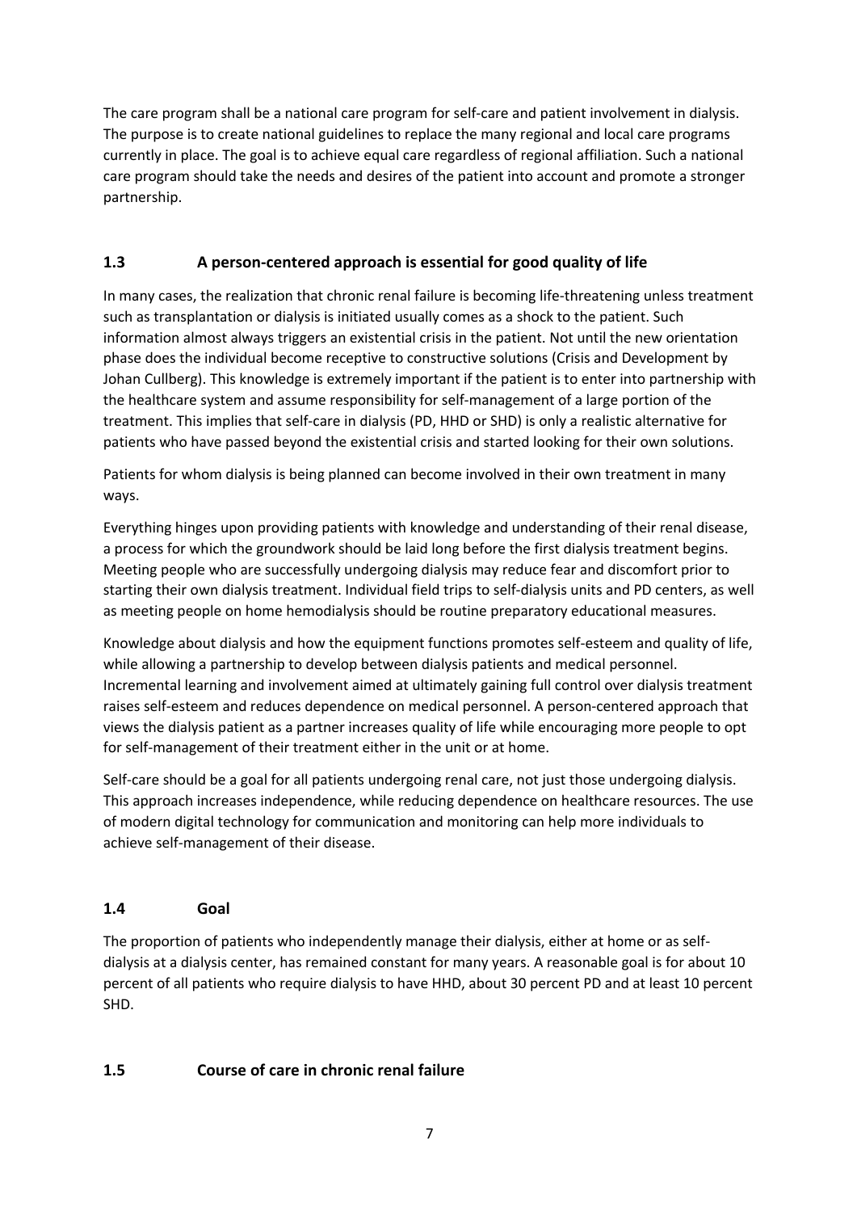The care program shall be a national care program for self-care and patient involvement in dialysis. The purpose is to create national guidelines to replace the many regional and local care programs currently in place. The goal is to achieve equal care regardless of regional affiliation. Such a national care program should take the needs and desires of the patient into account and promote a stronger partnership.

## 1.3 A person-centered approach is essential for good quality of life

In many cases, the realization that chronic renal failure is becoming life-threatening unless treatment such as transplantation or dialysis is initiated usually comes as a shock to the patient. Such information almost always triggers an existential crisis in the patient. Not until the new orientation phase does the individual become receptive to constructive solutions (Crisis and Development by Johan Cullberg). This knowledge is extremely important if the patient is to enter into partnership with the healthcare system and assume responsibility for self-management of a large portion of the treatment. This implies that self-care in dialysis (PD, HHD or SHD) is only a realistic alternative for patients who have passed beyond the existential crisis and started looking for their own solutions.

Patients for whom dialysis is being planned can become involved in their own treatment in many ways.

Everything hinges upon providing patients with knowledge and understanding of their renal disease, a process for which the groundwork should be laid long before the first dialysis treatment begins. Meeting people who are successfully undergoing dialysis may reduce fear and discomfort prior to starting their own dialysis treatment. Individual field trips to self-dialysis units and PD centers, as well as meeting people on home hemodialysis should be routine preparatory educational measures.

Knowledge about dialysis and how the equipment functions promotes self-esteem and quality of life, while allowing a partnership to develop between dialysis patients and medical personnel. Incremental learning and involvement aimed at ultimately gaining full control over dialysis treatment raises self-esteem and reduces dependence on medical personnel. A person-centered approach that views the dialysis patient as a partner increases quality of life while encouraging more people to opt for self-management of their treatment either in the unit or at home.

Self-care should be a goal for all patients undergoing renal care, not just those undergoing dialysis. This approach increases independence, while reducing dependence on healthcare resources. The use of modern digital technology for communication and monitoring can help more individuals to achieve self-management of their disease.

## 1.4 Goal

The proportion of patients who independently manage their dialysis, either at home or as self-dialysis at a dialysis center, has remained constant for many years. A reasonable goal is for about 10 percent of all patients who require dialysis to have HHD, about 30 percent PD and at least 10 percent SHD.

## 1.5 Course of care in chronic renal failure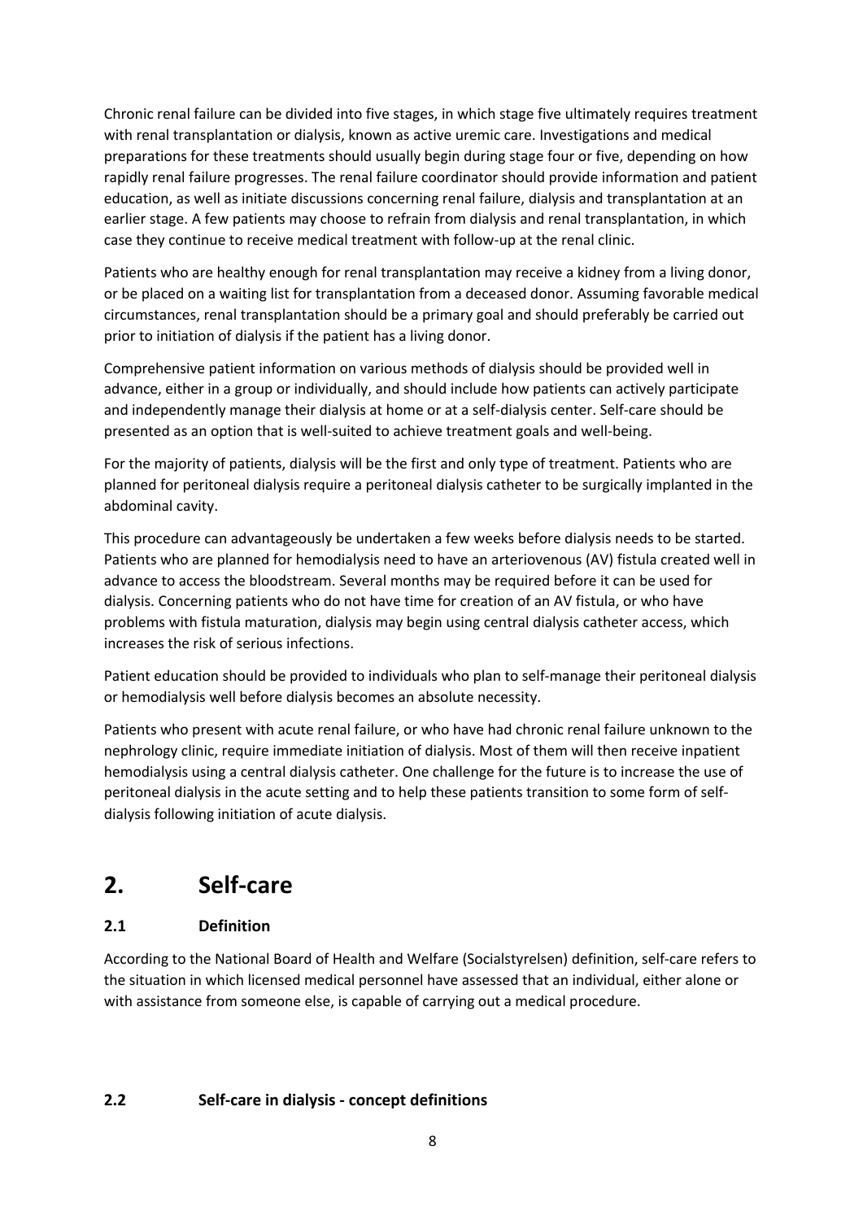Chronic renal failure can be divided into five stages, in which stage five ultimately requires treatment with renal transplantation or dialysis, known as active uremic care. Investigations and medical preparations for these treatments should usually begin during stage four or five, depending on how rapidly renal failure progresses. The renal failure coordinator should provide information and patient education, as well as initiate discussions concerning renal failure, dialysis and transplantation at an earlier stage. A few patients may choose to refrain from dialysis and renal transplantation, in which case they continue to receive medical treatment with follow-up at the renal clinic.

Patients who are healthy enough for renal transplantation may receive a kidney from a living donor, or be placed on a waiting list for transplantation from a deceased donor. Assuming favorable medical circumstances, renal transplantation should be a primary goal and should preferably be carried out prior to initiation of dialysis if the patient has a living donor.

Comprehensive patient information on various methods of dialysis should be provided well in advance, either in a group or individually, and should include how patients can actively participate and independently manage their dialysis at home or at a self-dialysis center. Self-care should be presented as an option that is well-suited to achieve treatment goals and well-being.

For the majority of patients, dialysis will be the first and only type of treatment. Patients who are planned for peritoneal dialysis require a peritoneal dialysis catheter to be surgically implanted in the abdominal cavity.

This procedure can advantageously be undertaken a few weeks before dialysis needs to be started. Patients who are planned for hemodialysis need to have an arteriovenous (AV) fistula created well in advance to access the bloodstream. Several months may be required before it can be used for dialysis. Concerning patients who do not have time for creation of an AV fistula, or who have problems with fistula maturation, dialysis may begin using central dialysis catheter access, which increases the risk of serious infections.

Patient education should be provided to individuals who plan to self-manage their peritoneal dialysis or hemodialysis well before dialysis becomes an absolute necessity.

Patients who present with acute renal failure, or who have had chronic renal failure unknown to the nephrology clinic, require immediate initiation of dialysis. Most of them will then receive inpatient hemodialysis using a central dialysis catheter. One challenge for the future is to increase the use of peritoneal dialysis in the acute setting and to help these patients transition to some form of self-dialysis following initiation of acute dialysis.

# 2. Self-care

## 2.1 Definition

According to the National Board of Health and Welfare (Socialstyrelsen) definition, self-care refers to the situation in which licensed medical personnel have assessed that an individual, either alone or with assistance from someone else, is capable of carrying out a medical procedure.

## 2.2 Self-care in dialysis - concept definitions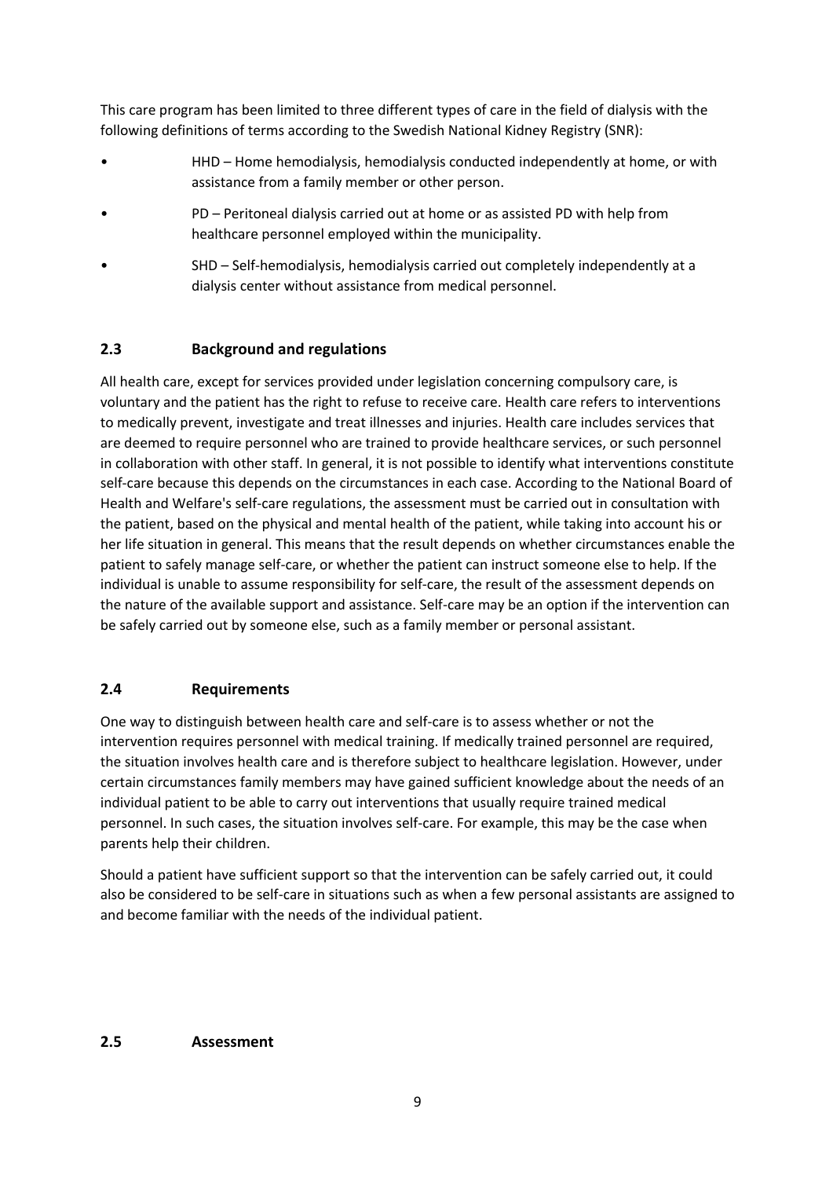This care program has been limited to three different types of care in the field of dialysis with the following definitions of terms according to the Swedish National Kidney Registry (SNR):

- HHD – Home hemodialysis, hemodialysis conducted independently at home, or with assistance from a family member or other person.
- PD – Peritoneal dialysis carried out at home or as assisted PD with help from healthcare personnel employed within the municipality.
- SHD – Self-hemodialysis, hemodialysis carried out completely independently at a dialysis center without assistance from medical personnel.

## 2.3 Background and regulations

All health care, except for services provided under legislation concerning compulsory care, is voluntary and the patient has the right to refuse to receive care. Health care refers to interventions to medically prevent, investigate and treat illnesses and injuries. Health care includes services that are deemed to require personnel who are trained to provide healthcare services, or such personnel in collaboration with other staff. In general, it is not possible to identify what interventions constitute self-care because this depends on the circumstances in each case. According to the National Board of Health and Welfare's self-care regulations, the assessment must be carried out in consultation with the patient, based on the physical and mental health of the patient, while taking into account his or her life situation in general. This means that the result depends on whether circumstances enable the patient to safely manage self-care, or whether the patient can instruct someone else to help. If the individual is unable to assume responsibility for self-care, the result of the assessment depends on the nature of the available support and assistance. Self-care may be an option if the intervention can be safely carried out by someone else, such as a family member or personal assistant.

## 2.4 Requirements

One way to distinguish between health care and self-care is to assess whether or not the intervention requires personnel with medical training. If medically trained personnel are required, the situation involves health care and is therefore subject to healthcare legislation. However, under certain circumstances family members may have gained sufficient knowledge about the needs of an individual patient to be able to carry out interventions that usually require trained medical personnel. In such cases, the situation involves self-care. For example, this may be the case when parents help their children.

Should a patient have sufficient support so that the intervention can be safely carried out, it could also be considered to be self-care in situations such as when a few personal assistants are assigned to and become familiar with the needs of the individual patient.

## 2.5 Assessment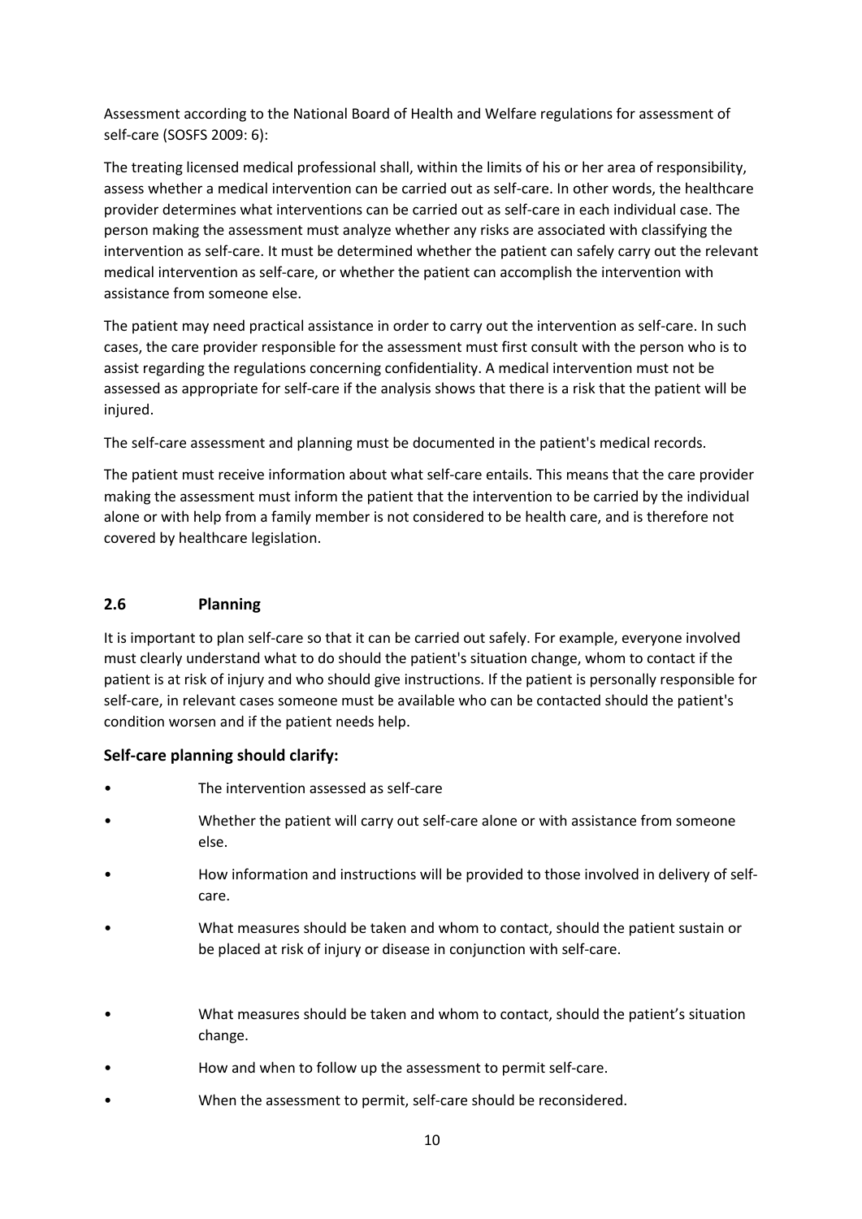Assessment according to the National Board of Health and Welfare regulations for assessment of self-care (SOSFS 2009: 6):

The treating licensed medical professional shall, within the limits of his or her area of responsibility, assess whether a medical intervention can be carried out as self-care. In other words, the healthcare provider determines what interventions can be carried out as self-care in each individual case. The person making the assessment must analyze whether any risks are associated with classifying the intervention as self-care. It must be determined whether the patient can safely carry out the relevant medical intervention as self-care, or whether the patient can accomplish the intervention with assistance from someone else.

The patient may need practical assistance in order to carry out the intervention as self-care. In such cases, the care provider responsible for the assessment must first consult with the person who is to assist regarding the regulations concerning confidentiality. A medical intervention must not be assessed as appropriate for self-care if the analysis shows that there is a risk that the patient will be injured.

The self-care assessment and planning must be documented in the patient's medical records.

The patient must receive information about what self-care entails. This means that the care provider making the assessment must inform the patient that the intervention to be carried by the individual alone or with help from a family member is not considered to be health care, and is therefore not covered by healthcare legislation.

## 2.6 Planning

It is important to plan self-care so that it can be carried out safely. For example, everyone involved must clearly understand what to do should the patient's situation change, whom to contact if the patient is at risk of injury and who should give instructions. If the patient is personally responsible for self-care, in relevant cases someone must be available who can be contacted should the patient's condition worsen and if the patient needs help.

### Self-care planning should clarify:

- The intervention assessed as self-care
- Whether the patient will carry out self-care alone or with assistance from someone else.
- How information and instructions will be provided to those involved in delivery of self-care.
- What measures should be taken and whom to contact, should the patient sustain or be placed at risk of injury or disease in conjunction with self-care.
- What measures should be taken and whom to contact, should the patient's situation change.
- How and when to follow up the assessment to permit self-care.
- When the assessment to permit, self-care should be reconsidered.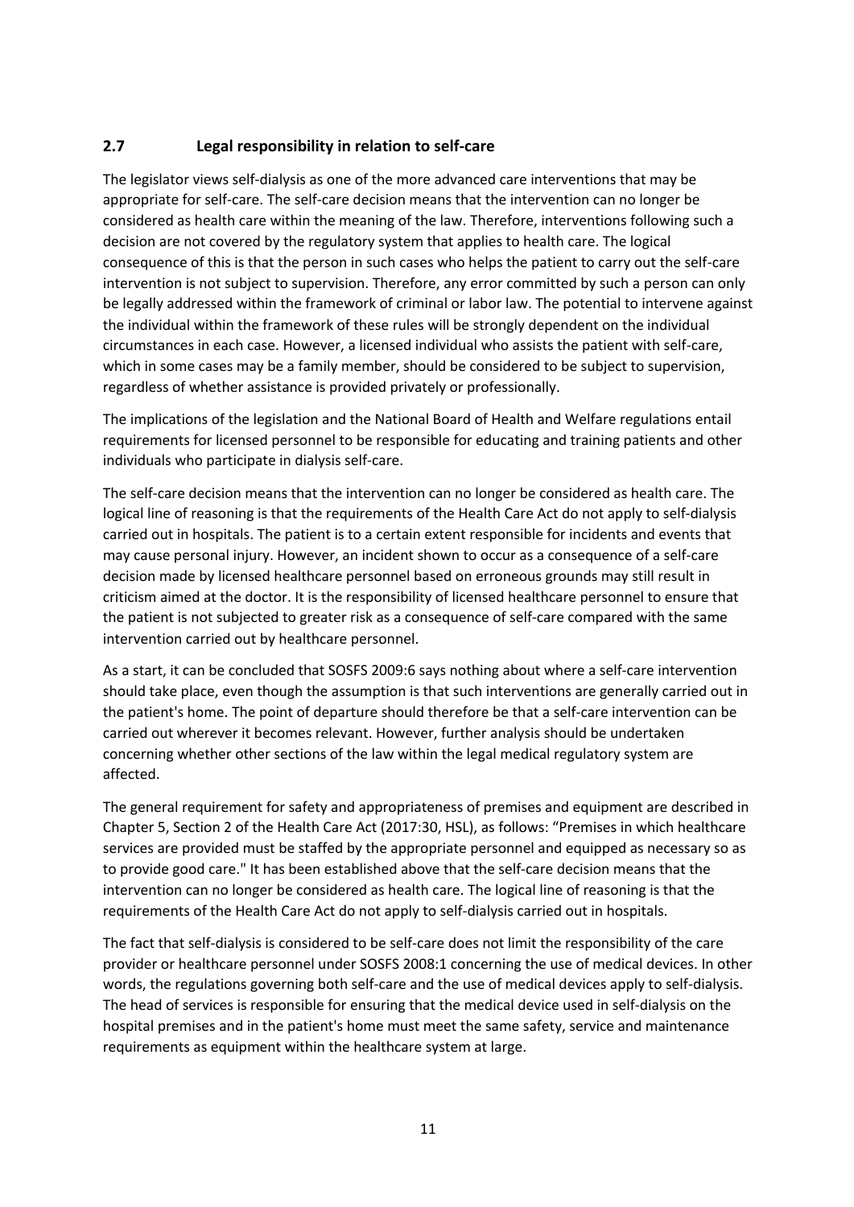## 2.7 Legal responsibility in relation to self-care

The legislator views self-dialysis as one of the more advanced care interventions that may be appropriate for self-care. The self-care decision means that the intervention can no longer be considered as health care within the meaning of the law. Therefore, interventions following such a decision are not covered by the regulatory system that applies to health care. The logical consequence of this is that the person in such cases who helps the patient to carry out the self-care intervention is not subject to supervision. Therefore, any error committed by such a person can only be legally addressed within the framework of criminal or labor law. The potential to intervene against the individual within the framework of these rules will be strongly dependent on the individual circumstances in each case. However, a licensed individual who assists the patient with self-care, which in some cases may be a family member, should be considered to be subject to supervision, regardless of whether assistance is provided privately or professionally.

The implications of the legislation and the National Board of Health and Welfare regulations entail requirements for licensed personnel to be responsible for educating and training patients and other individuals who participate in dialysis self-care.

The self-care decision means that the intervention can no longer be considered as health care. The logical line of reasoning is that the requirements of the Health Care Act do not apply to self-dialysis carried out in hospitals. The patient is to a certain extent responsible for incidents and events that may cause personal injury. However, an incident shown to occur as a consequence of a self-care decision made by licensed healthcare personnel based on erroneous grounds may still result in criticism aimed at the doctor. It is the responsibility of licensed healthcare personnel to ensure that the patient is not subjected to greater risk as a consequence of self-care compared with the same intervention carried out by healthcare personnel.

As a start, it can be concluded that SOSFS 2009:6 says nothing about where a self-care intervention should take place, even though the assumption is that such interventions are generally carried out in the patient's home. The point of departure should therefore be that a self-care intervention can be carried out wherever it becomes relevant. However, further analysis should be undertaken concerning whether other sections of the law within the legal medical regulatory system are affected.

The general requirement for safety and appropriateness of premises and equipment are described in Chapter 5, Section 2 of the Health Care Act (2017:30, HSL), as follows: "Premises in which healthcare services are provided must be staffed by the appropriate personnel and equipped as necessary so as to provide good care." It has been established above that the self-care decision means that the intervention can no longer be considered as health care. The logical line of reasoning is that the requirements of the Health Care Act do not apply to self-dialysis carried out in hospitals.

The fact that self-dialysis is considered to be self-care does not limit the responsibility of the care provider or healthcare personnel under SOSFS 2008:1 concerning the use of medical devices. In other words, the regulations governing both self-care and the use of medical devices apply to self-dialysis. The head of services is responsible for ensuring that the medical device used in self-dialysis on the hospital premises and in the patient's home must meet the same safety, service and maintenance requirements as equipment within the healthcare system at large.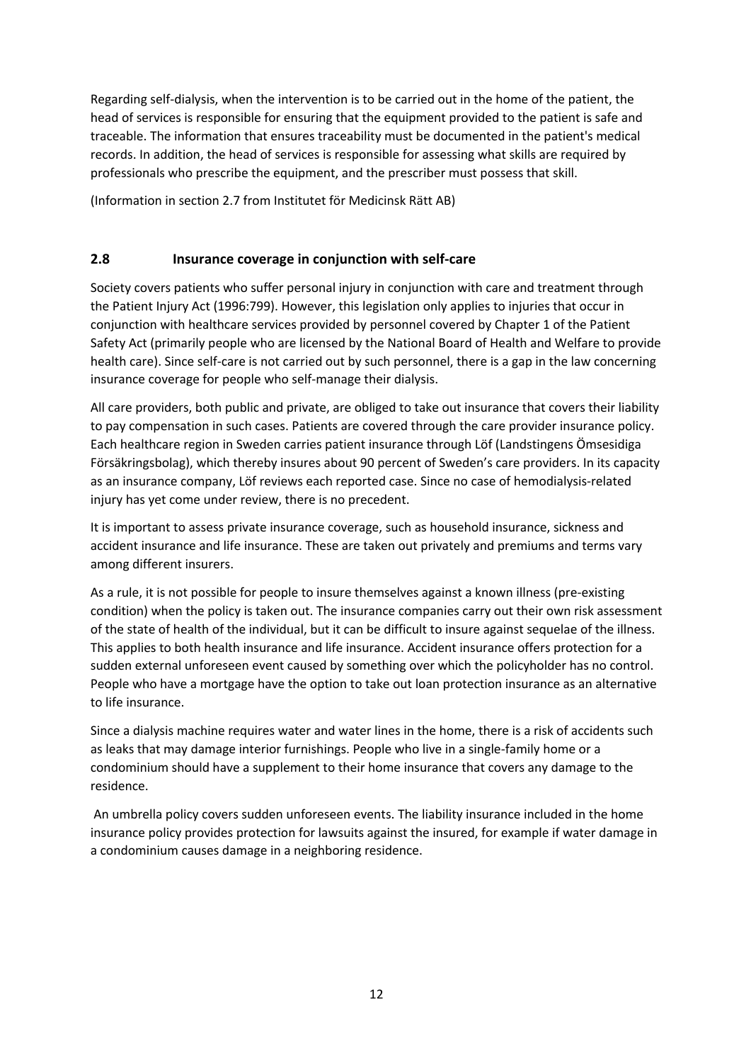Regarding self-dialysis, when the intervention is to be carried out in the home of the patient, the head of services is responsible for ensuring that the equipment provided to the patient is safe and traceable. The information that ensures traceability must be documented in the patient's medical records. In addition, the head of services is responsible for assessing what skills are required by professionals who prescribe the equipment, and the prescriber must possess that skill.

(Information in section 2.7 from Institutet för Medicinsk Rätt AB)

## 2.8 Insurance coverage in conjunction with self-care

Society covers patients who suffer personal injury in conjunction with care and treatment through the Patient Injury Act (1996:799). However, this legislation only applies to injuries that occur in conjunction with healthcare services provided by personnel covered by Chapter 1 of the Patient Safety Act (primarily people who are licensed by the National Board of Health and Welfare to provide health care). Since self-care is not carried out by such personnel, there is a gap in the law concerning insurance coverage for people who self-manage their dialysis.

All care providers, both public and private, are obliged to take out insurance that covers their liability to pay compensation in such cases. Patients are covered through the care provider insurance policy. Each healthcare region in Sweden carries patient insurance through Löf (Landstingens Ömsesidiga Försäkringsbolag), which thereby insures about 90 percent of Sweden's care providers. In its capacity as an insurance company, Löf reviews each reported case. Since no case of hemodialysis-related injury has yet come under review, there is no precedent.

It is important to assess private insurance coverage, such as household insurance, sickness and accident insurance and life insurance. These are taken out privately and premiums and terms vary among different insurers.

As a rule, it is not possible for people to insure themselves against a known illness (pre-existing condition) when the policy is taken out. The insurance companies carry out their own risk assessment of the state of health of the individual, but it can be difficult to insure against sequelae of the illness. This applies to both health insurance and life insurance. Accident insurance offers protection for a sudden external unforeseen event caused by something over which the policyholder has no control. People who have a mortgage have the option to take out loan protection insurance as an alternative to life insurance.

Since a dialysis machine requires water and water lines in the home, there is a risk of accidents such as leaks that may damage interior furnishings. People who live in a single-family home or a condominium should have a supplement to their home insurance that covers any damage to the residence.

An umbrella policy covers sudden unforeseen events. The liability insurance included in the home insurance policy provides protection for lawsuits against the insured, for example if water damage in a condominium causes damage in a neighboring residence.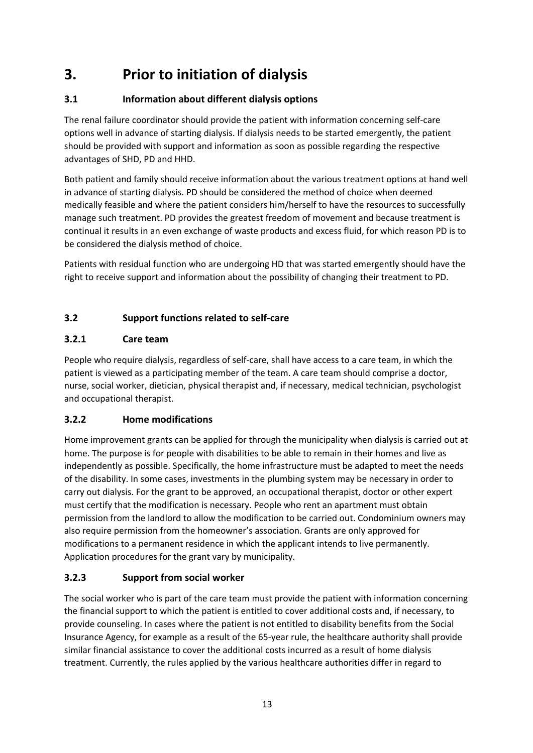# 3. Prior to initiation of dialysis

## 3.1 Information about different dialysis options

The renal failure coordinator should provide the patient with information concerning self-care options well in advance of starting dialysis. If dialysis needs to be started emergently, the patient should be provided with support and information as soon as possible regarding the respective advantages of SHD, PD and HHD.

Both patient and family should receive information about the various treatment options at hand well in advance of starting dialysis. PD should be considered the method of choice when deemed medically feasible and where the patient considers him/herself to have the resources to successfully manage such treatment. PD provides the greatest freedom of movement and because treatment is continual it results in an even exchange of waste products and excess fluid, for which reason PD is to be considered the dialysis method of choice.

Patients with residual function who are undergoing HD that was started emergently should have the right to receive support and information about the possibility of changing their treatment to PD.

## 3.2 Support functions related to self-care

### 3.2.1 Care team

People who require dialysis, regardless of self-care, shall have access to a care team, in which the patient is viewed as a participating member of the team. A care team should comprise a doctor, nurse, social worker, dietician, physical therapist and, if necessary, medical technician, psychologist and occupational therapist.

### 3.2.2 Home modifications

Home improvement grants can be applied for through the municipality when dialysis is carried out at home. The purpose is for people with disabilities to be able to remain in their homes and live as independently as possible. Specifically, the home infrastructure must be adapted to meet the needs of the disability. In some cases, investments in the plumbing system may be necessary in order to carry out dialysis. For the grant to be approved, an occupational therapist, doctor or other expert must certify that the modification is necessary. People who rent an apartment must obtain permission from the landlord to allow the modification to be carried out. Condominium owners may also require permission from the homeowner's association. Grants are only approved for modifications to a permanent residence in which the applicant intends to live permanently. Application procedures for the grant vary by municipality.

### 3.2.3 Support from social worker

The social worker who is part of the care team must provide the patient with information concerning the financial support to which the patient is entitled to cover additional costs and, if necessary, to provide counseling. In cases where the patient is not entitled to disability benefits from the Social Insurance Agency, for example as a result of the 65-year rule, the healthcare authority shall provide similar financial assistance to cover the additional costs incurred as a result of home dialysis treatment. Currently, the rules applied by the various healthcare authorities differ in regard to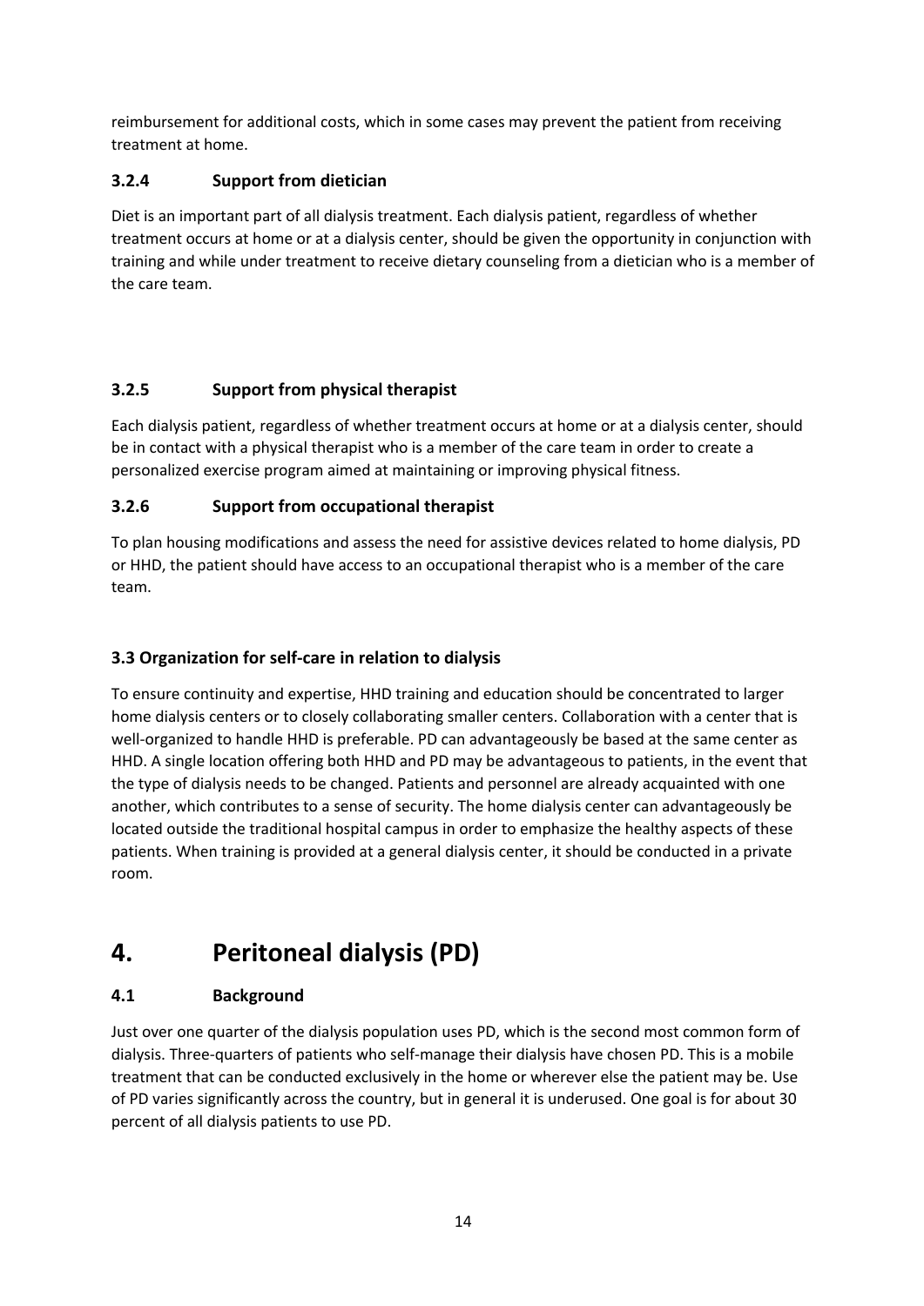reimbursement for additional costs, which in some cases may prevent the patient from receiving treatment at home.

### 3.2.4 Support from dietician

Diet is an important part of all dialysis treatment. Each dialysis patient, regardless of whether treatment occurs at home or at a dialysis center, should be given the opportunity in conjunction with training and while under treatment to receive dietary counseling from a dietician who is a member of the care team.

### 3.2.5 Support from physical therapist

Each dialysis patient, regardless of whether treatment occurs at home or at a dialysis center, should be in contact with a physical therapist who is a member of the care team in order to create a personalized exercise program aimed at maintaining or improving physical fitness.

### 3.2.6 Support from occupational therapist

To plan housing modifications and assess the need for assistive devices related to home dialysis, PD or HHD, the patient should have access to an occupational therapist who is a member of the care team.

### 3.3 Organization for self-care in relation to dialysis

To ensure continuity and expertise, HHD training and education should be concentrated to larger home dialysis centers or to closely collaborating smaller centers. Collaboration with a center that is well-organized to handle HHD is preferable. PD can advantageously be based at the same center as HHD. A single location offering both HHD and PD may be advantageous to patients, in the event that the type of dialysis needs to be changed. Patients and personnel are already acquainted with one another, which contributes to a sense of security. The home dialysis center can advantageously be located outside the traditional hospital campus in order to emphasize the healthy aspects of these patients. When training is provided at a general dialysis center, it should be conducted in a private room.

# 4. Peritoneal dialysis (PD)

### 4.1 Background

Just over one quarter of the dialysis population uses PD, which is the second most common form of dialysis. Three-quarters of patients who self-manage their dialysis have chosen PD. This is a mobile treatment that can be conducted exclusively in the home or wherever else the patient may be. Use of PD varies significantly across the country, but in general it is underused. One goal is for about 30 percent of all dialysis patients to use PD.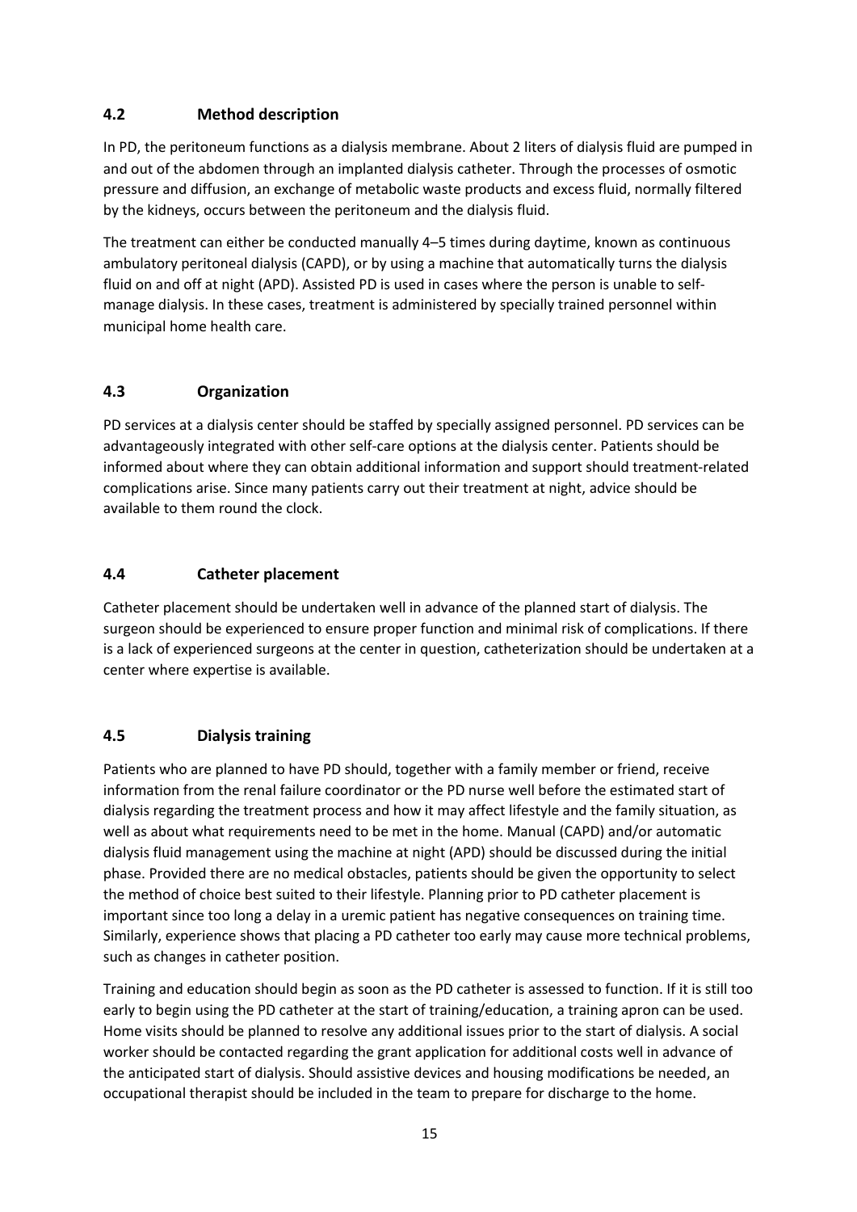## 4.2 Method description

In PD, the peritoneum functions as a dialysis membrane. About 2 liters of dialysis fluid are pumped in and out of the abdomen through an implanted dialysis catheter. Through the processes of osmotic pressure and diffusion, an exchange of metabolic waste products and excess fluid, normally filtered by the kidneys, occurs between the peritoneum and the dialysis fluid.

The treatment can either be conducted manually 4–5 times during daytime, known as continuous ambulatory peritoneal dialysis (CAPD), or by using a machine that automatically turns the dialysis fluid on and off at night (APD). Assisted PD is used in cases where the person is unable to self-manage dialysis. In these cases, treatment is administered by specially trained personnel within municipal home health care.

## 4.3 Organization

PD services at a dialysis center should be staffed by specially assigned personnel. PD services can be advantageously integrated with other self-care options at the dialysis center. Patients should be informed about where they can obtain additional information and support should treatment-related complications arise. Since many patients carry out their treatment at night, advice should be available to them round the clock.

## 4.4 Catheter placement

Catheter placement should be undertaken well in advance of the planned start of dialysis. The surgeon should be experienced to ensure proper function and minimal risk of complications. If there is a lack of experienced surgeons at the center in question, catheterization should be undertaken at a center where expertise is available.

## 4.5 Dialysis training

Patients who are planned to have PD should, together with a family member or friend, receive information from the renal failure coordinator or the PD nurse well before the estimated start of dialysis regarding the treatment process and how it may affect lifestyle and the family situation, as well as about what requirements need to be met in the home. Manual (CAPD) and/or automatic dialysis fluid management using the machine at night (APD) should be discussed during the initial phase. Provided there are no medical obstacles, patients should be given the opportunity to select the method of choice best suited to their lifestyle. Planning prior to PD catheter placement is important since too long a delay in a uremic patient has negative consequences on training time. Similarly, experience shows that placing a PD catheter too early may cause more technical problems, such as changes in catheter position.

Training and education should begin as soon as the PD catheter is assessed to function. If it is still too early to begin using the PD catheter at the start of training/education, a training apron can be used. Home visits should be planned to resolve any additional issues prior to the start of dialysis. A social worker should be contacted regarding the grant application for additional costs well in advance of the anticipated start of dialysis. Should assistive devices and housing modifications be needed, an occupational therapist should be included in the team to prepare for discharge to the home.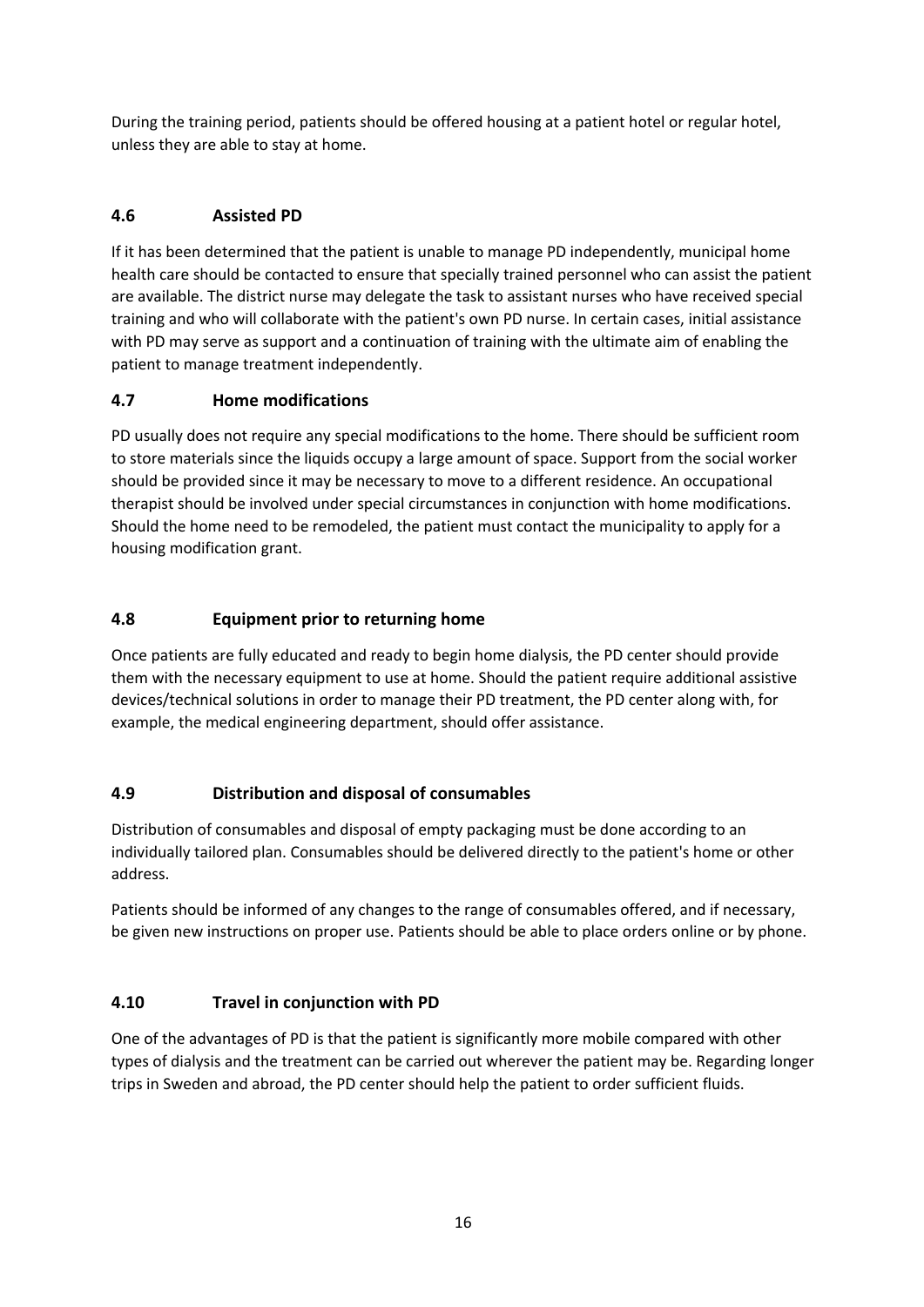During the training period, patients should be offered housing at a patient hotel or regular hotel, unless they are able to stay at home.

### 4.6 Assisted PD

If it has been determined that the patient is unable to manage PD independently, municipal home health care should be contacted to ensure that specially trained personnel who can assist the patient are available. The district nurse may delegate the task to assistant nurses who have received special training and who will collaborate with the patient's own PD nurse. In certain cases, initial assistance with PD may serve as support and a continuation of training with the ultimate aim of enabling the patient to manage treatment independently.

### 4.7 Home modifications

PD usually does not require any special modifications to the home. There should be sufficient room to store materials since the liquids occupy a large amount of space. Support from the social worker should be provided since it may be necessary to move to a different residence. An occupational therapist should be involved under special circumstances in conjunction with home modifications. Should the home need to be remodeled, the patient must contact the municipality to apply for a housing modification grant.

### 4.8 Equipment prior to returning home

Once patients are fully educated and ready to begin home dialysis, the PD center should provide them with the necessary equipment to use at home. Should the patient require additional assistive devices/technical solutions in order to manage their PD treatment, the PD center along with, for example, the medical engineering department, should offer assistance.

### 4.9 Distribution and disposal of consumables

Distribution of consumables and disposal of empty packaging must be done according to an individually tailored plan. Consumables should be delivered directly to the patient's home or other address.

Patients should be informed of any changes to the range of consumables offered, and if necessary, be given new instructions on proper use. Patients should be able to place orders online or by phone.

### 4.10 Travel in conjunction with PD

One of the advantages of PD is that the patient is significantly more mobile compared with other types of dialysis and the treatment can be carried out wherever the patient may be. Regarding longer trips in Sweden and abroad, the PD center should help the patient to order sufficient fluids.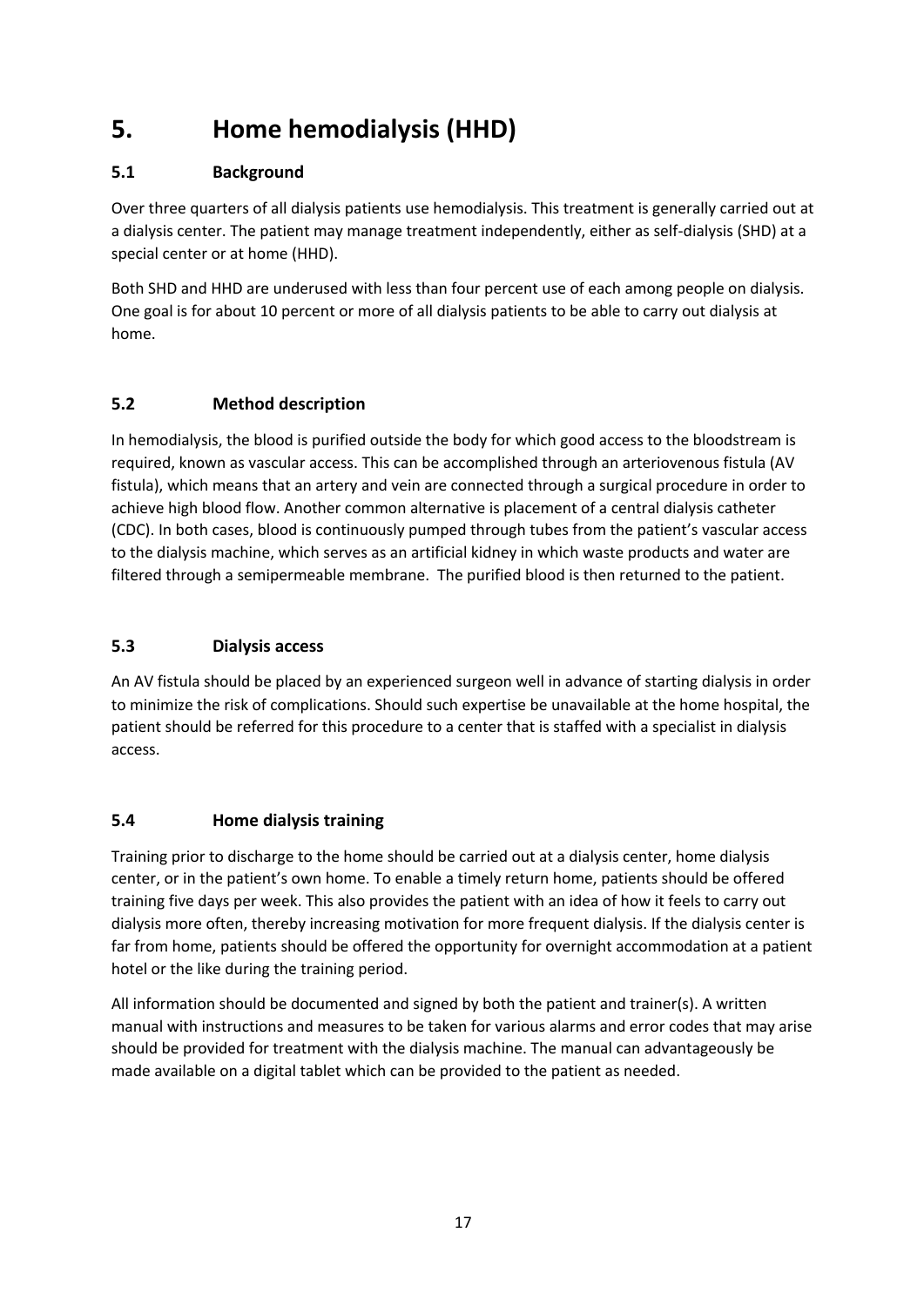# 5. Home hemodialysis (HHD)

## 5.1 Background

Over three quarters of all dialysis patients use hemodialysis. This treatment is generally carried out at a dialysis center. The patient may manage treatment independently, either as self-dialysis (SHD) at a special center or at home (HHD).

Both SHD and HHD are underused with less than four percent use of each among people on dialysis. One goal is for about 10 percent or more of all dialysis patients to be able to carry out dialysis at home.

## 5.2 Method description

In hemodialysis, the blood is purified outside the body for which good access to the bloodstream is required, known as vascular access. This can be accomplished through an arteriovenous fistula (AV fistula), which means that an artery and vein are connected through a surgical procedure in order to achieve high blood flow. Another common alternative is placement of a central dialysis catheter (CDC). In both cases, blood is continuously pumped through tubes from the patient's vascular access to the dialysis machine, which serves as an artificial kidney in which waste products and water are filtered through a semipermeable membrane. The purified blood is then returned to the patient.

## 5.3 Dialysis access

An AV fistula should be placed by an experienced surgeon well in advance of starting dialysis in order to minimize the risk of complications. Should such expertise be unavailable at the home hospital, the patient should be referred for this procedure to a center that is staffed with a specialist in dialysis access.

## 5.4 Home dialysis training

Training prior to discharge to the home should be carried out at a dialysis center, home dialysis center, or in the patient's own home. To enable a timely return home, patients should be offered training five days per week. This also provides the patient with an idea of how it feels to carry out dialysis more often, thereby increasing motivation for more frequent dialysis. If the dialysis center is far from home, patients should be offered the opportunity for overnight accommodation at a patient hotel or the like during the training period.

All information should be documented and signed by both the patient and trainer(s). A written manual with instructions and measures to be taken for various alarms and error codes that may arise should be provided for treatment with the dialysis machine. The manual can advantageously be made available on a digital tablet which can be provided to the patient as needed.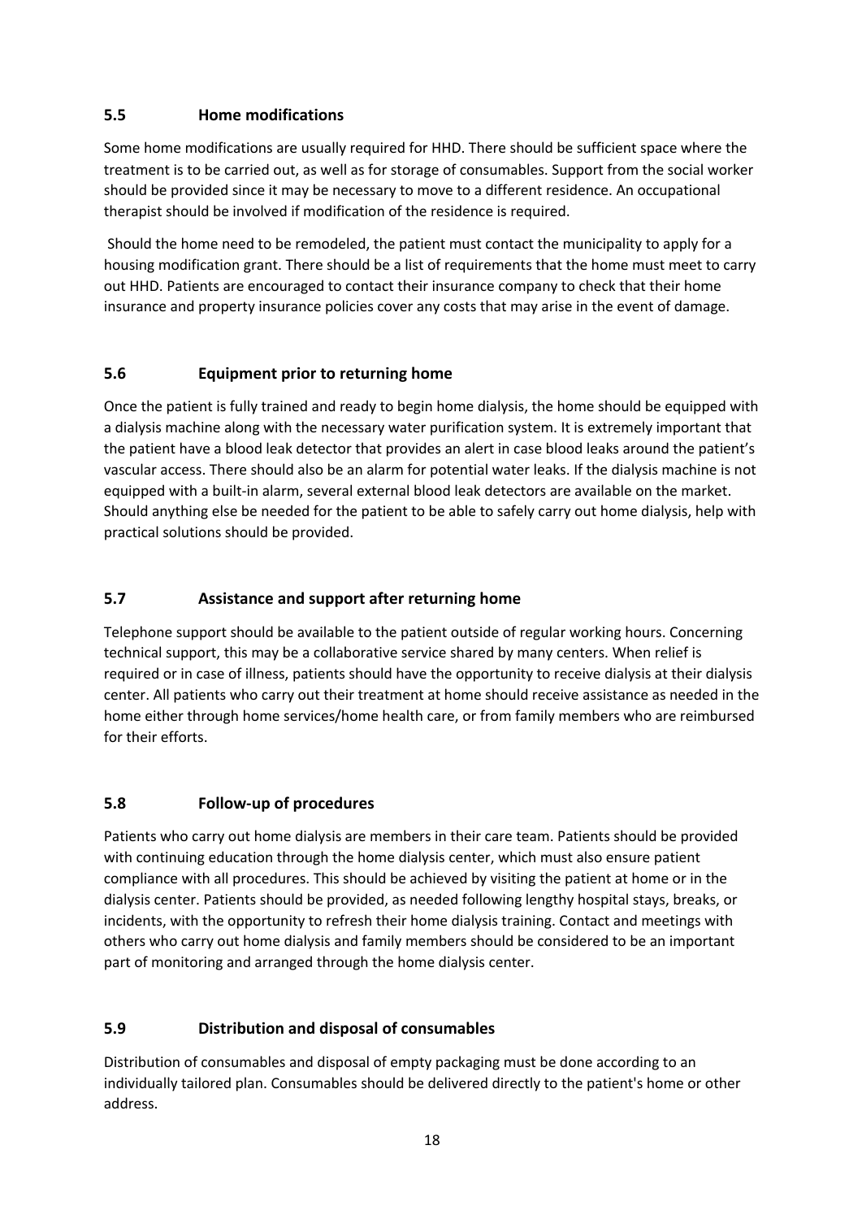### 5.5 Home modifications

Some home modifications are usually required for HHD. There should be sufficient space where the treatment is to be carried out, as well as for storage of consumables. Support from the social worker should be provided since it may be necessary to move to a different residence. An occupational therapist should be involved if modification of the residence is required.

Should the home need to be remodeled, the patient must contact the municipality to apply for a housing modification grant. There should be a list of requirements that the home must meet to carry out HHD. Patients are encouraged to contact their insurance company to check that their home insurance and property insurance policies cover any costs that may arise in the event of damage.

### 5.6 Equipment prior to returning home

Once the patient is fully trained and ready to begin home dialysis, the home should be equipped with a dialysis machine along with the necessary water purification system. It is extremely important that the patient have a blood leak detector that provides an alert in case blood leaks around the patient's vascular access. There should also be an alarm for potential water leaks. If the dialysis machine is not equipped with a built-in alarm, several external blood leak detectors are available on the market. Should anything else be needed for the patient to be able to safely carry out home dialysis, help with practical solutions should be provided.

### 5.7 Assistance and support after returning home

Telephone support should be available to the patient outside of regular working hours. Concerning technical support, this may be a collaborative service shared by many centers. When relief is required or in case of illness, patients should have the opportunity to receive dialysis at their dialysis center. All patients who carry out their treatment at home should receive assistance as needed in the home either through home services/home health care, or from family members who are reimbursed for their efforts.

### 5.8 Follow-up of procedures

Patients who carry out home dialysis are members in their care team. Patients should be provided with continuing education through the home dialysis center, which must also ensure patient compliance with all procedures. This should be achieved by visiting the patient at home or in the dialysis center. Patients should be provided, as needed following lengthy hospital stays, breaks, or incidents, with the opportunity to refresh their home dialysis training. Contact and meetings with others who carry out home dialysis and family members should be considered to be an important part of monitoring and arranged through the home dialysis center.

### 5.9 Distribution and disposal of consumables

Distribution of consumables and disposal of empty packaging must be done according to an individually tailored plan. Consumables should be delivered directly to the patient's home or other address.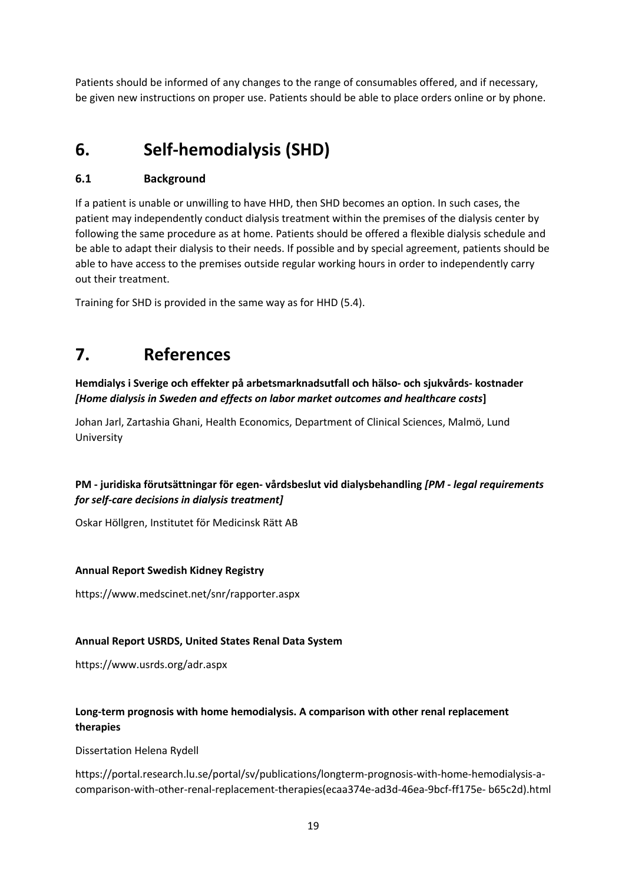Patients should be informed of any changes to the range of consumables offered, and if necessary, be given new instructions on proper use. Patients should be able to place orders online or by phone.

# 6. Self-hemodialysis (SHD)

## 6.1 Background

If a patient is unable or unwilling to have HHD, then SHD becomes an option. In such cases, the patient may independently conduct dialysis treatment within the premises of the dialysis center by following the same procedure as at home. Patients should be offered a flexible dialysis schedule and be able to adapt their dialysis to their needs. If possible and by special agreement, patients should be able to have access to the premises outside regular working hours in order to independently carry out their treatment.

Training for SHD is provided in the same way as for HHD (5.4).

# 7. References

**Hemdialys i Sverige och effekter på arbetsmarknadsutfall och hälso- och sjukvårds- kostnader *[Home dialysis in Sweden and effects on labor market outcomes and healthcare costs*]**

Johan Jarl, Zartashia Ghani, Health Economics, Department of Clinical Sciences, Malmö, Lund University

**PM - juridiska förutsättningar för egen- vårdsbeslut vid dialysbehandling *[PM - legal requirements for self-care decisions in dialysis treatment]***

Oskar Höllgren, Institutet för Medicinsk Rätt AB

**Annual Report Swedish Kidney Registry**

https://www.medscinet.net/snr/rapporter.aspx

**Annual Report USRDS, United States Renal Data System**

https://www.usrds.org/adr.aspx

**Long-term prognosis with home hemodialysis. A comparison with other renal replacement therapies**

Dissertation Helena Rydell

https://portal.research.lu.se/portal/sv/publications/longterm-prognosis-with-home-hemodialysis-a-comparison-with-other-renal-replacement-therapies(ecaa374e-ad3d-46ea-9bcf-ff175e- b65c2d).html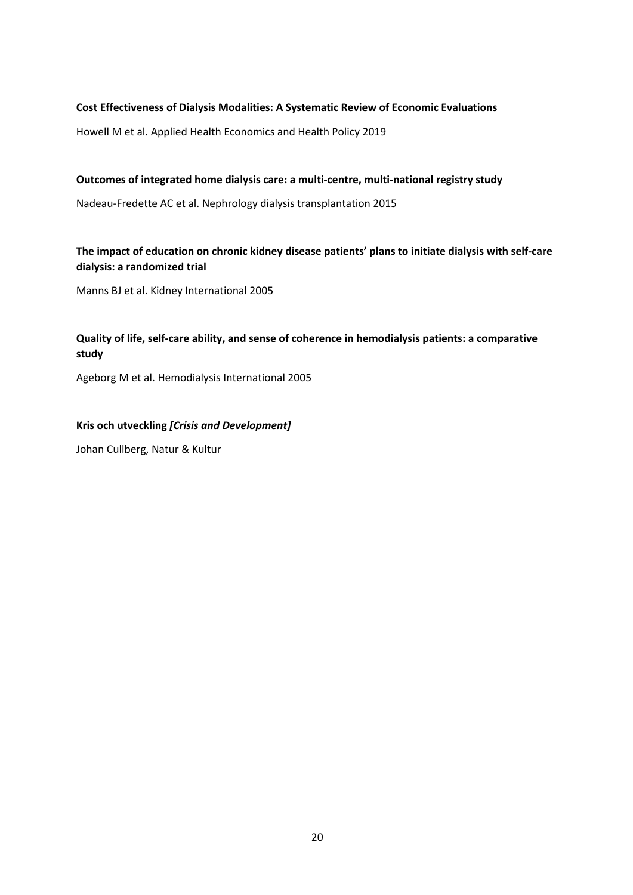**Cost Effectiveness of Dialysis Modalities: A Systematic Review of Economic Evaluations**

Howell M et al. Applied Health Economics and Health Policy 2019

**Outcomes of integrated home dialysis care: a multi-centre, multi-national registry study**

Nadeau-Fredette AC et al. Nephrology dialysis transplantation 2015

**The impact of education on chronic kidney disease patients' plans to initiate dialysis with self-care dialysis: a randomized trial**

Manns BJ et al. Kidney International 2005

**Quality of life, self-care ability, and sense of coherence in hemodialysis patients: a comparative study**

Ageborg M et al. Hemodialysis International 2005

**Kris och utveckling *[Crisis and Development]***

Johan Cullberg, Natur & Kultur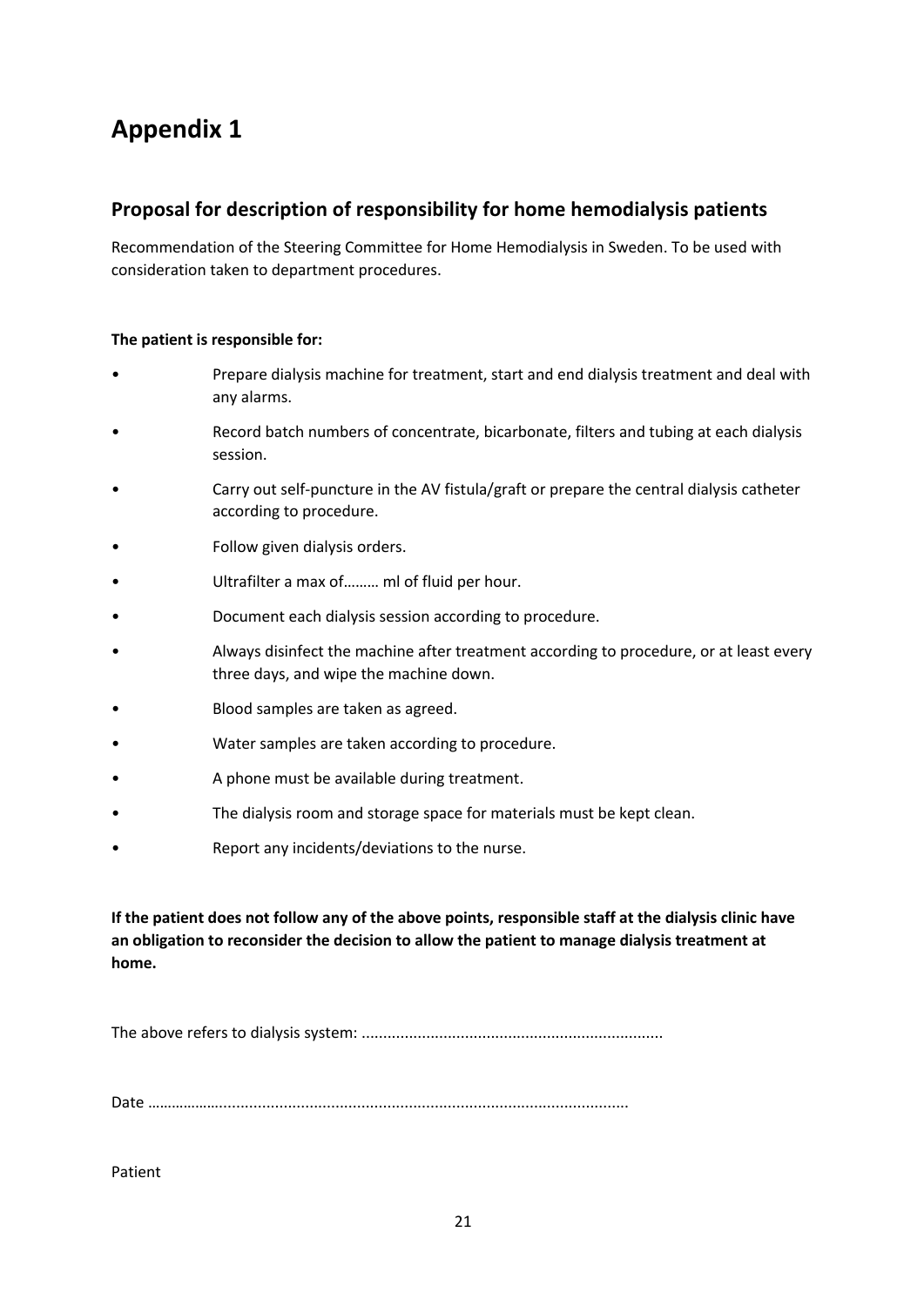# Appendix 1

## Proposal for description of responsibility for home hemodialysis patients

Recommendation of the Steering Committee for Home Hemodialysis in Sweden. To be used with consideration taken to department procedures.

**The patient is responsible for:**

- Prepare dialysis machine for treatment, start and end dialysis treatment and deal with any alarms.
- Record batch numbers of concentrate, bicarbonate, filters and tubing at each dialysis session.
- Carry out self-puncture in the AV fistula/graft or prepare the central dialysis catheter according to procedure.
- Follow given dialysis orders.
- Ultrafilter a max of……… ml of fluid per hour.
- Document each dialysis session according to procedure.
- Always disinfect the machine after treatment according to procedure, or at least every three days, and wipe the machine down.
- Blood samples are taken as agreed.
- Water samples are taken according to procedure.
- A phone must be available during treatment.
- The dialysis room and storage space for materials must be kept clean.
- Report any incidents/deviations to the nurse.

**If the patient does not follow any of the above points, responsible staff at the dialysis clinic have an obligation to reconsider the decision to allow the patient to manage dialysis treatment at home.**

The above refers to dialysis system: .....................................................................

Date ……………….................................................................................................

Patient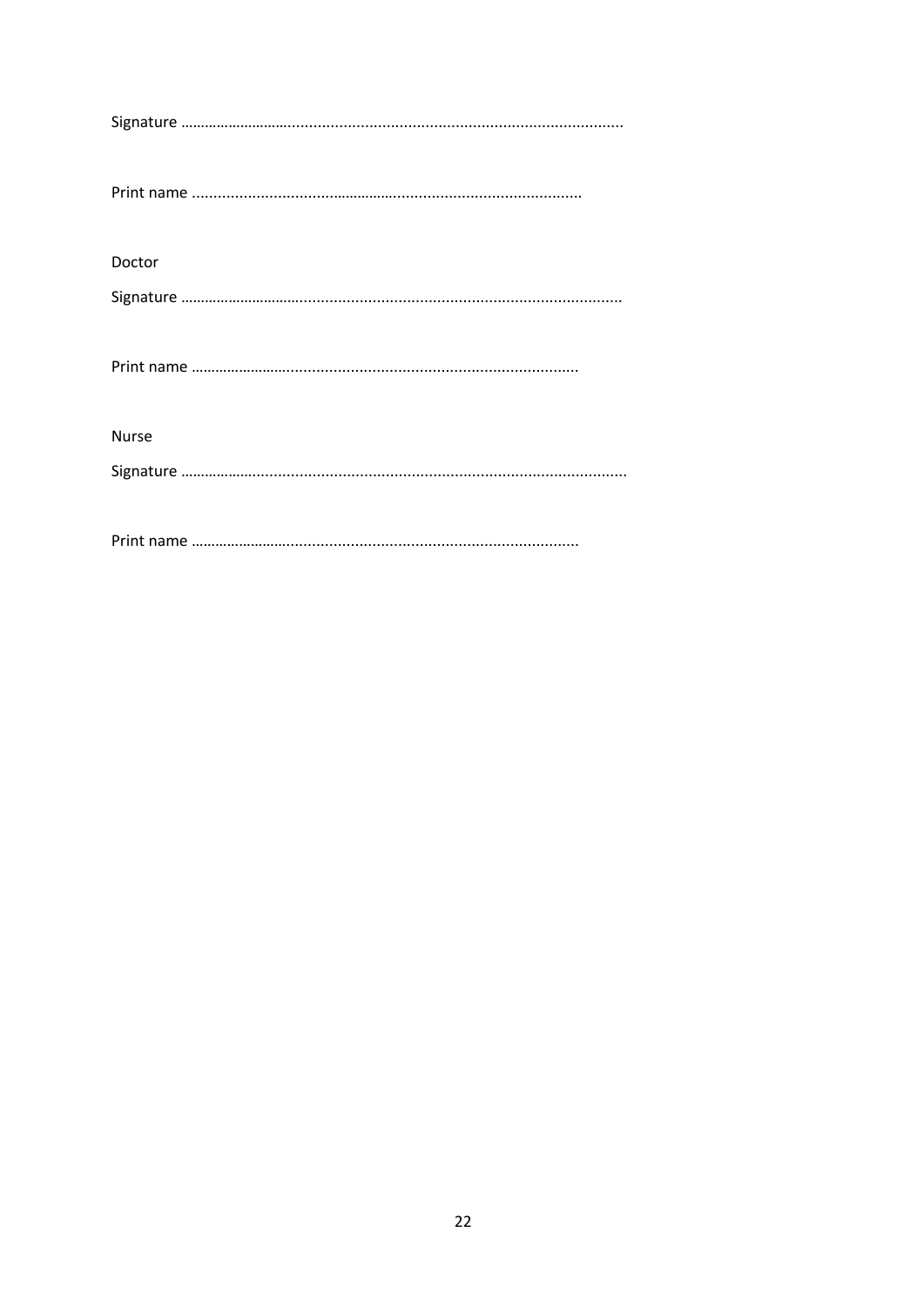Signature ……………………..........................................................................................

Print name ...........................................................................................

Doctor

Signature ……………………........................................................................................

Print name ……………………....................................................................

Nurse

Signature ……………………...........................................................................................

Print name ……………………....................................................................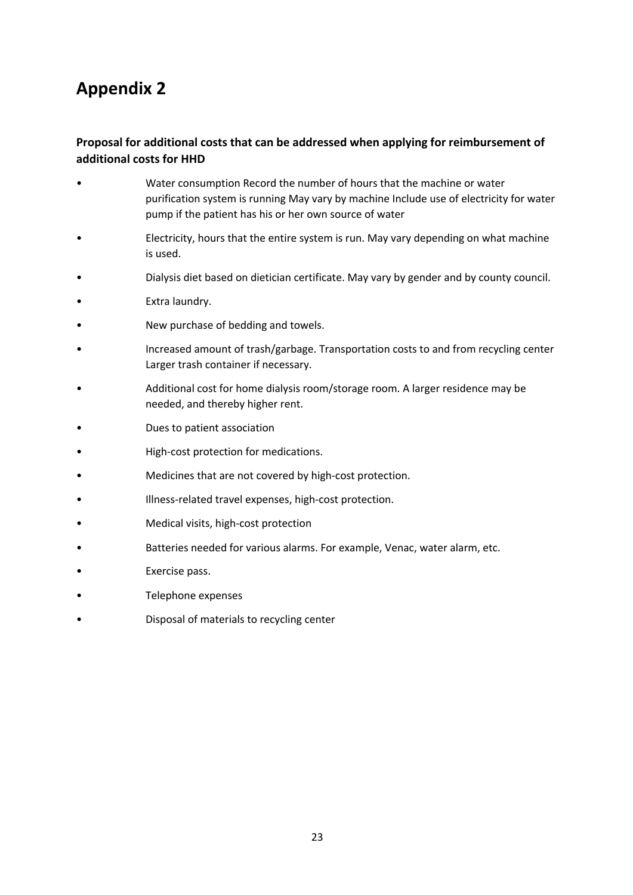# Appendix 2

**Proposal for additional costs that can be addressed when applying for reimbursement of additional costs for HHD**

- Water consumption Record the number of hours that the machine or water purification system is running May vary by machine Include use of electricity for water pump if the patient has his or her own source of water
- Electricity, hours that the entire system is run. May vary depending on what machine is used.
- Dialysis diet based on dietician certificate. May vary by gender and by county council.
- Extra laundry.
- New purchase of bedding and towels.
- Increased amount of trash/garbage. Transportation costs to and from recycling center Larger trash container if necessary.
- Additional cost for home dialysis room/storage room. A larger residence may be needed, and thereby higher rent.
- Dues to patient association
- High-cost protection for medications.
- Medicines that are not covered by high-cost protection.
- Illness-related travel expenses, high-cost protection.
- Medical visits, high-cost protection
- Batteries needed for various alarms. For example, Venac, water alarm, etc.
- Exercise pass.
- Telephone expenses
- Disposal of materials to recycling center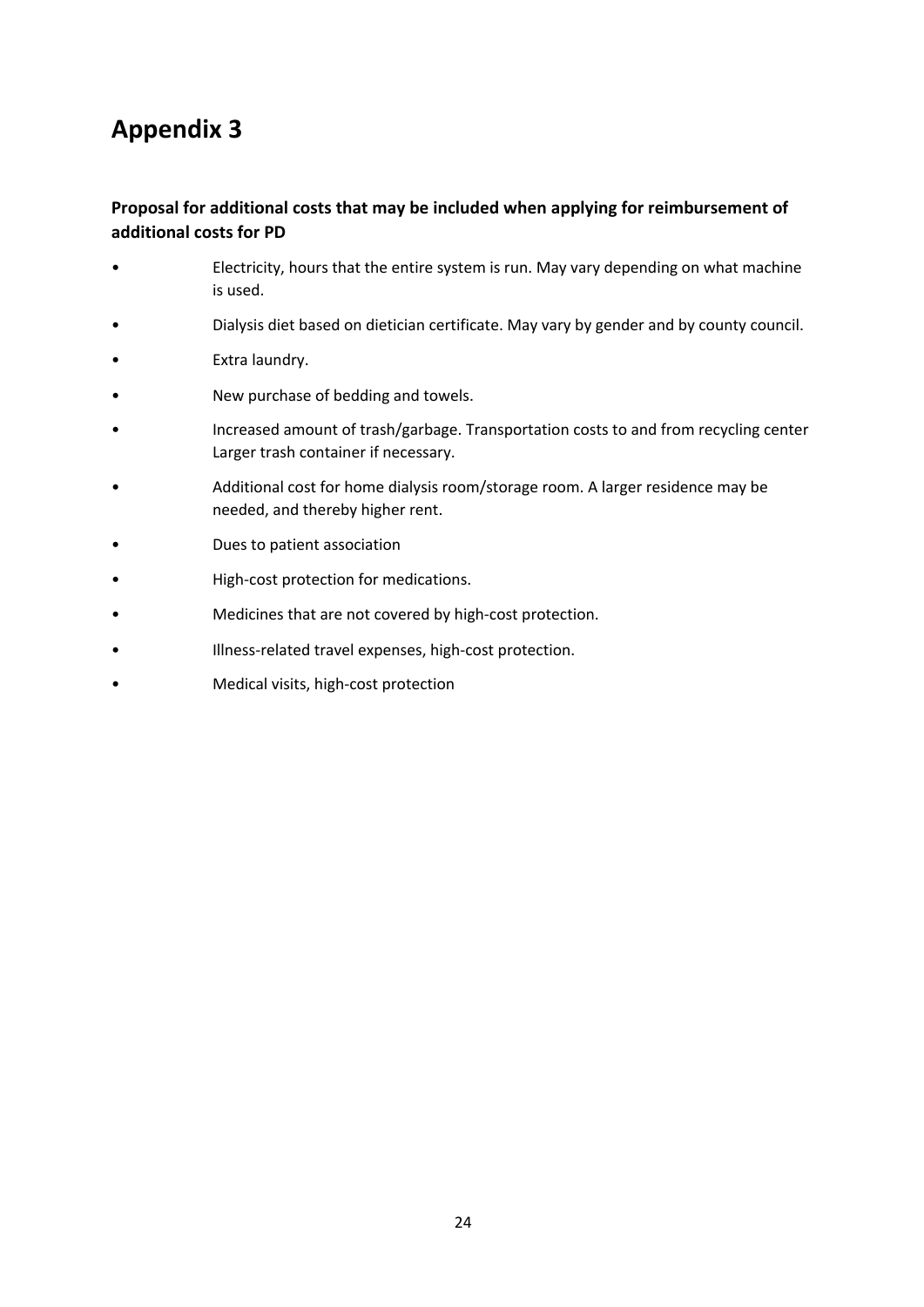# Appendix 3

**Proposal for additional costs that may be included when applying for reimbursement of additional costs for PD**

- Electricity, hours that the entire system is run. May vary depending on what machine is used.
- Dialysis diet based on dietician certificate. May vary by gender and by county council.
- Extra laundry.
- New purchase of bedding and towels.
- Increased amount of trash/garbage. Transportation costs to and from recycling center Larger trash container if necessary.
- Additional cost for home dialysis room/storage room. A larger residence may be needed, and thereby higher rent.
- Dues to patient association
- High-cost protection for medications.
- Medicines that are not covered by high-cost protection.
- Illness-related travel expenses, high-cost protection.
- Medical visits, high-cost protection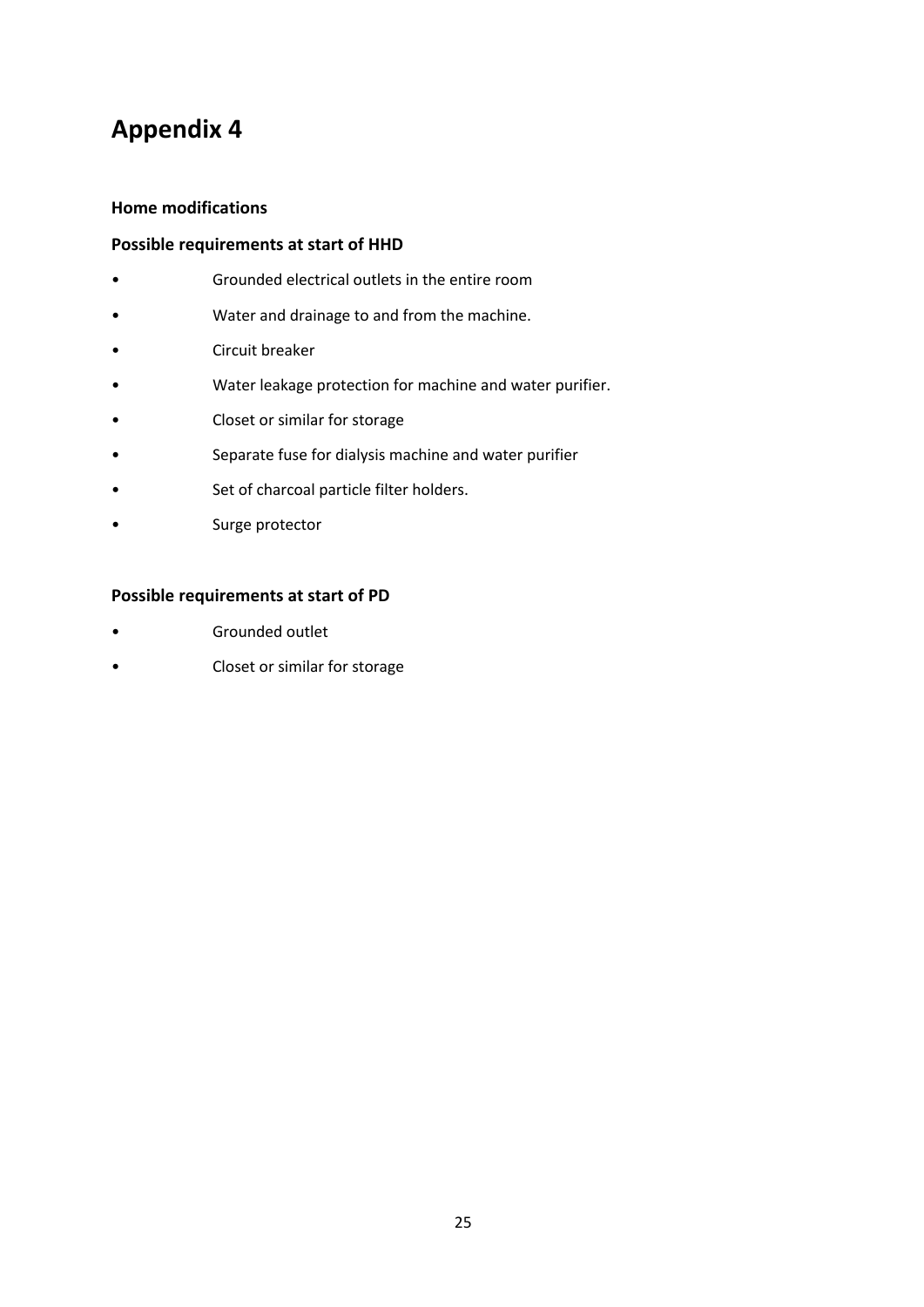# Appendix 4

**Home modifications**

**Possible requirements at start of HHD**

- Grounded electrical outlets in the entire room
- Water and drainage to and from the machine.
- Circuit breaker
- Water leakage protection for machine and water purifier.
- Closet or similar for storage
- Separate fuse for dialysis machine and water purifier
- Set of charcoal particle filter holders.
- Surge protector

**Possible requirements at start of PD**

- Grounded outlet
- Closet or similar for storage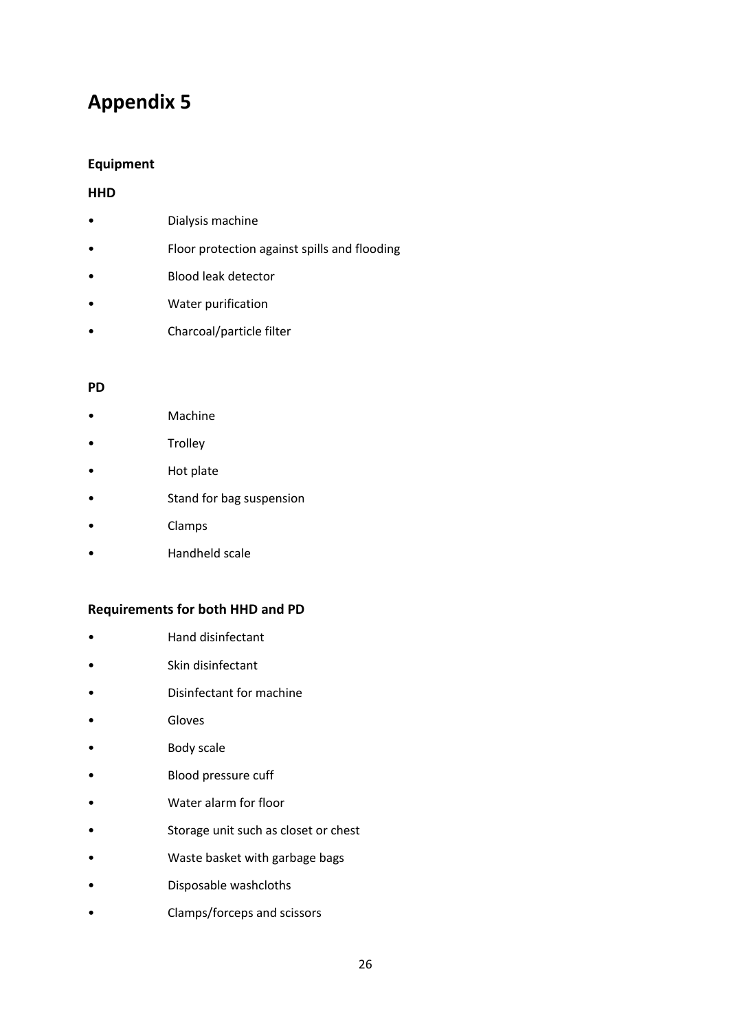# Appendix 5

**Equipment**

**HHD**

- Dialysis machine
- Floor protection against spills and flooding
- Blood leak detector
- Water purification
- Charcoal/particle filter

**PD**

- Machine
- Trolley
- Hot plate
- Stand for bag suspension
- Clamps
- Handheld scale

**Requirements for both HHD and PD**

- Hand disinfectant
- Skin disinfectant
- Disinfectant for machine
- Gloves
- Body scale
- Blood pressure cuff
- Water alarm for floor
- Storage unit such as closet or chest
- Waste basket with garbage bags
- Disposable washcloths
- Clamps/forceps and scissors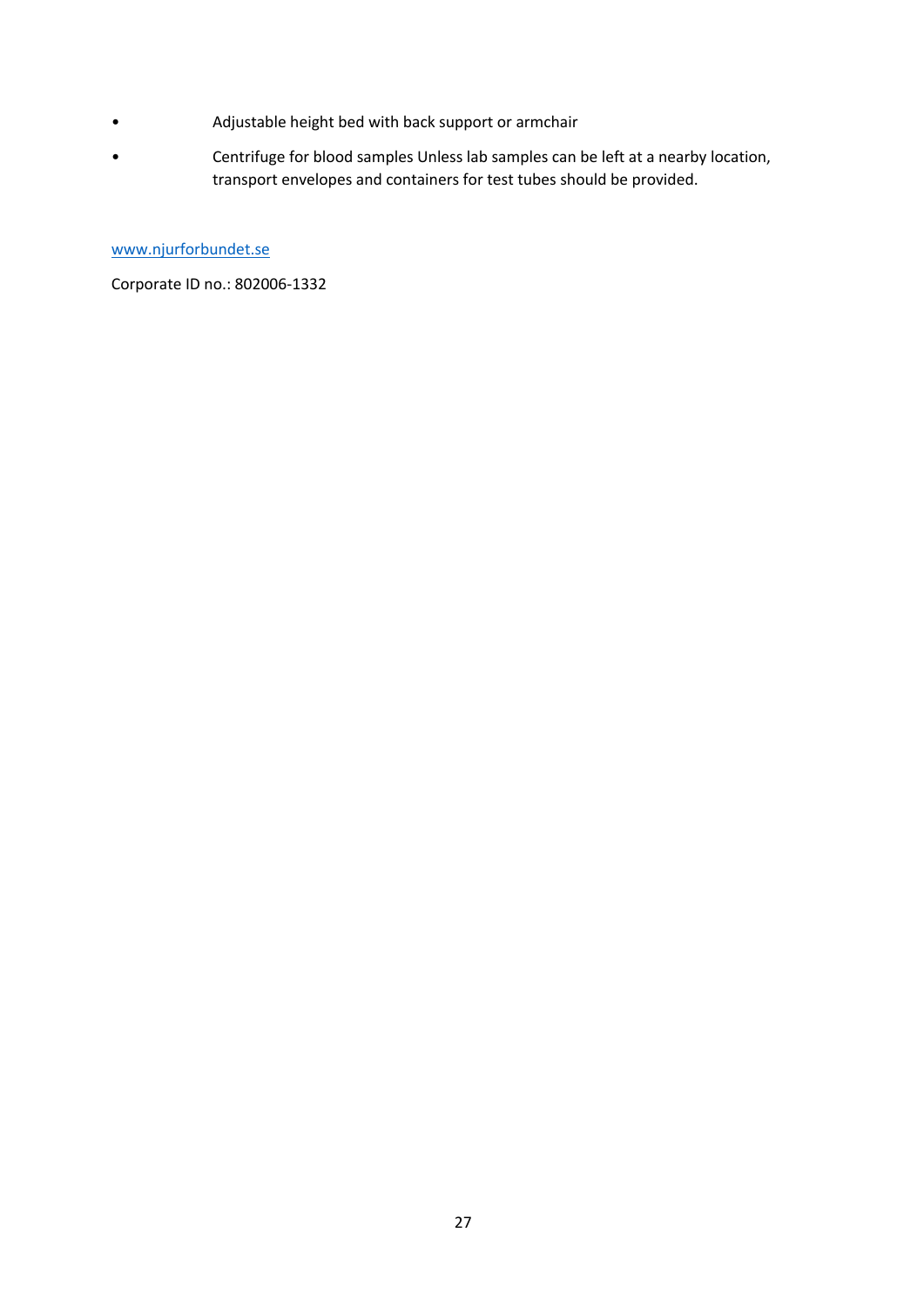- Adjustable height bed with back support or armchair
- Centrifuge for blood samples Unless lab samples can be left at a nearby location, transport envelopes and containers for test tubes should be provided.

www.njurforbundet.se

Corporate ID no.: 802006-1332